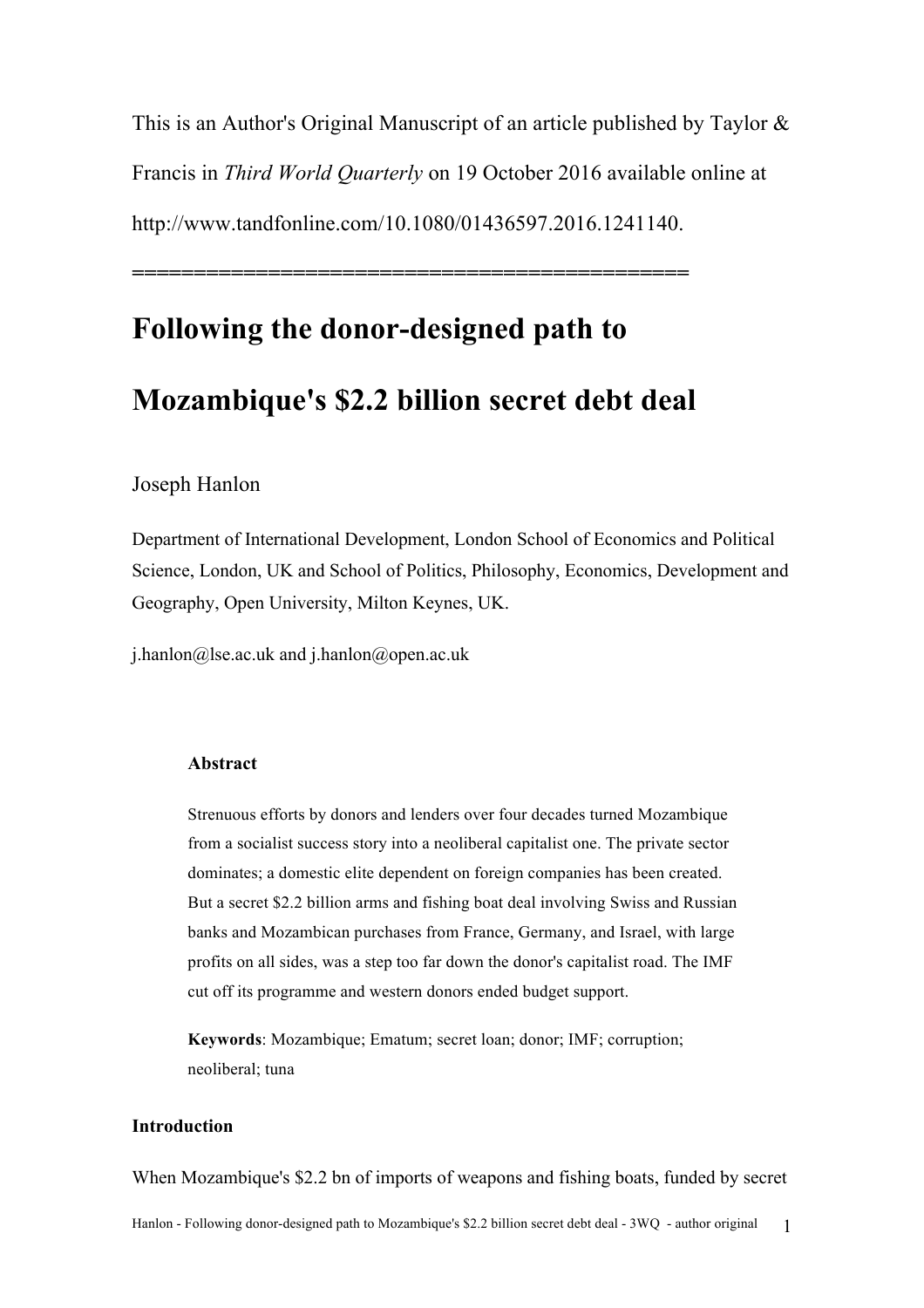This is an Author's Original Manuscript of an article published by Taylor & Francis in *Third World Quarterly* on 19 October 2016 available online at http://www.tandfonline.com/10.1080/01436597.2016.1241140.

============================================

# Following the donor-designed path to Mozambique's $2.2 billion secret debt deal

Joseph Hanlon

Department of International Development, London School of Economics and Political Science, London, UK and School of Politics, Philosophy, Economics, Development and Geography, Open University, Milton Keynes, UK.

j.hanlon@lse.ac.uk and j.hanlon@open.ac.uk

**Abstract**

Strenuous efforts by donors and lenders over four decades turned Mozambique from a socialist success story into a neoliberal capitalist one. The private sector dominates; a domestic elite dependent on foreign companies has been created. But a secret $2.2 billion arms and fishing boat deal involving Swiss and Russian banks and Mozambican purchases from France, Germany, and Israel, with large profits on all sides, was a step too far down the donor's capitalist road. The IMF cut off its programme and western donors ended budget support.

**Keywords**: Mozambique; Ematum; secret loan; donor; IMF; corruption; neoliberal; tuna

## Introduction

When Mozambique's $2.2 bn of imports of weapons and fishing boats, funded by secret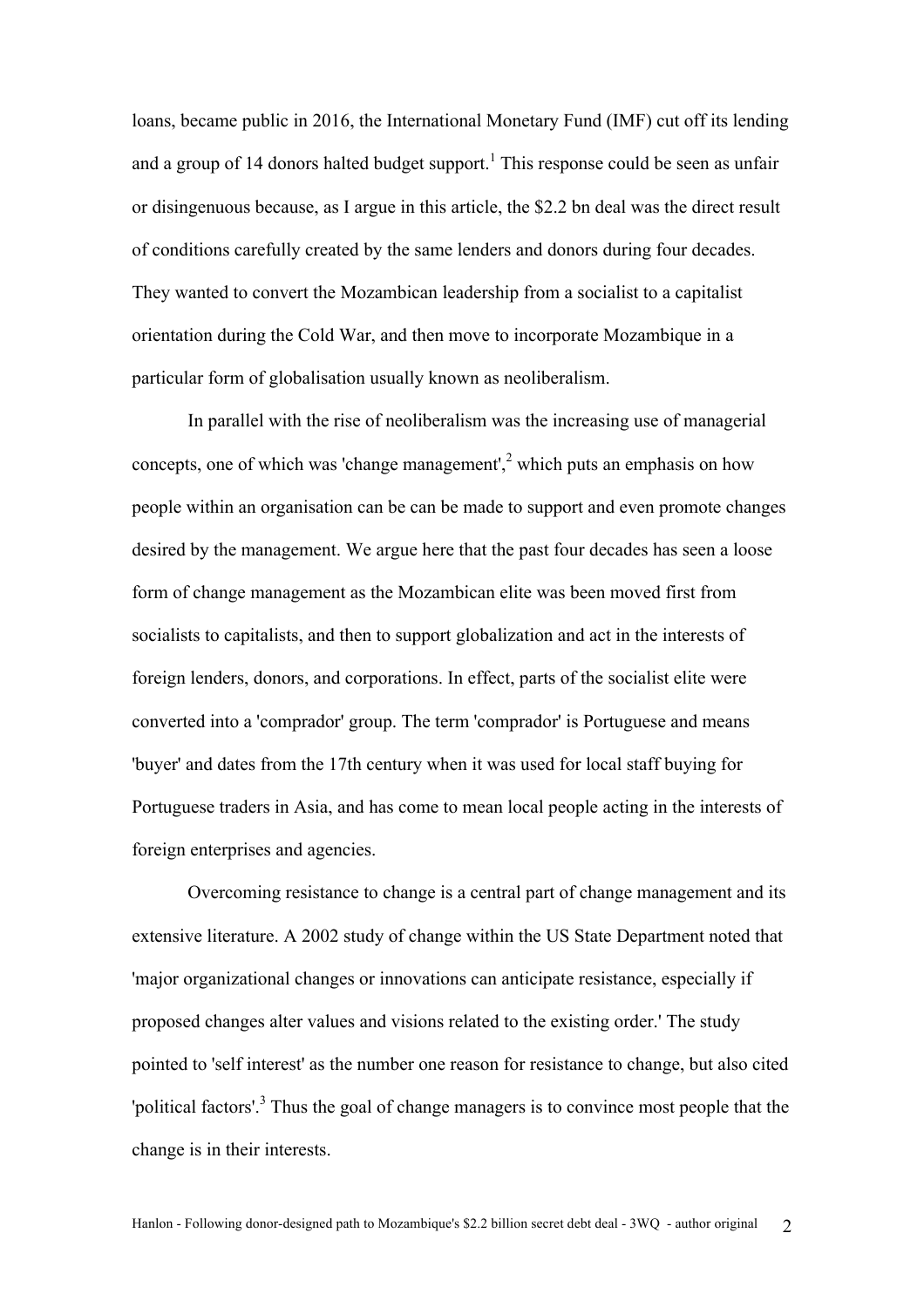loans, became public in 2016, the International Monetary Fund (IMF) cut off its lending and a group of 14 donors halted budget support.[1] This response could be seen as unfair or disingenuous because, as I argue in this article, the $2.2 bn deal was the direct result of conditions carefully created by the same lenders and donors during four decades. They wanted to convert the Mozambican leadership from a socialist to a capitalist orientation during the Cold War, and then move to incorporate Mozambique in a particular form of globalisation usually known as neoliberalism.

In parallel with the rise of neoliberalism was the increasing use of managerial concepts, one of which was 'change management',[2] which puts an emphasis on how people within an organisation can be can be made to support and even promote changes desired by the management. We argue here that the past four decades has seen a loose form of change management as the Mozambican elite was been moved first from socialists to capitalists, and then to support globalization and act in the interests of foreign lenders, donors, and corporations. In effect, parts of the socialist elite were converted into a 'comprador' group. The term 'comprador' is Portuguese and means 'buyer' and dates from the 17th century when it was used for local staff buying for Portuguese traders in Asia, and has come to mean local people acting in the interests of foreign enterprises and agencies.

Overcoming resistance to change is a central part of change management and its extensive literature. A 2002 study of change within the US State Department noted that 'major organizational changes or innovations can anticipate resistance, especially if proposed changes alter values and visions related to the existing order.' The study pointed to 'self interest' as the number one reason for resistance to change, but also cited 'political factors'.[3] Thus the goal of change managers is to convince most people that the change is in their interests.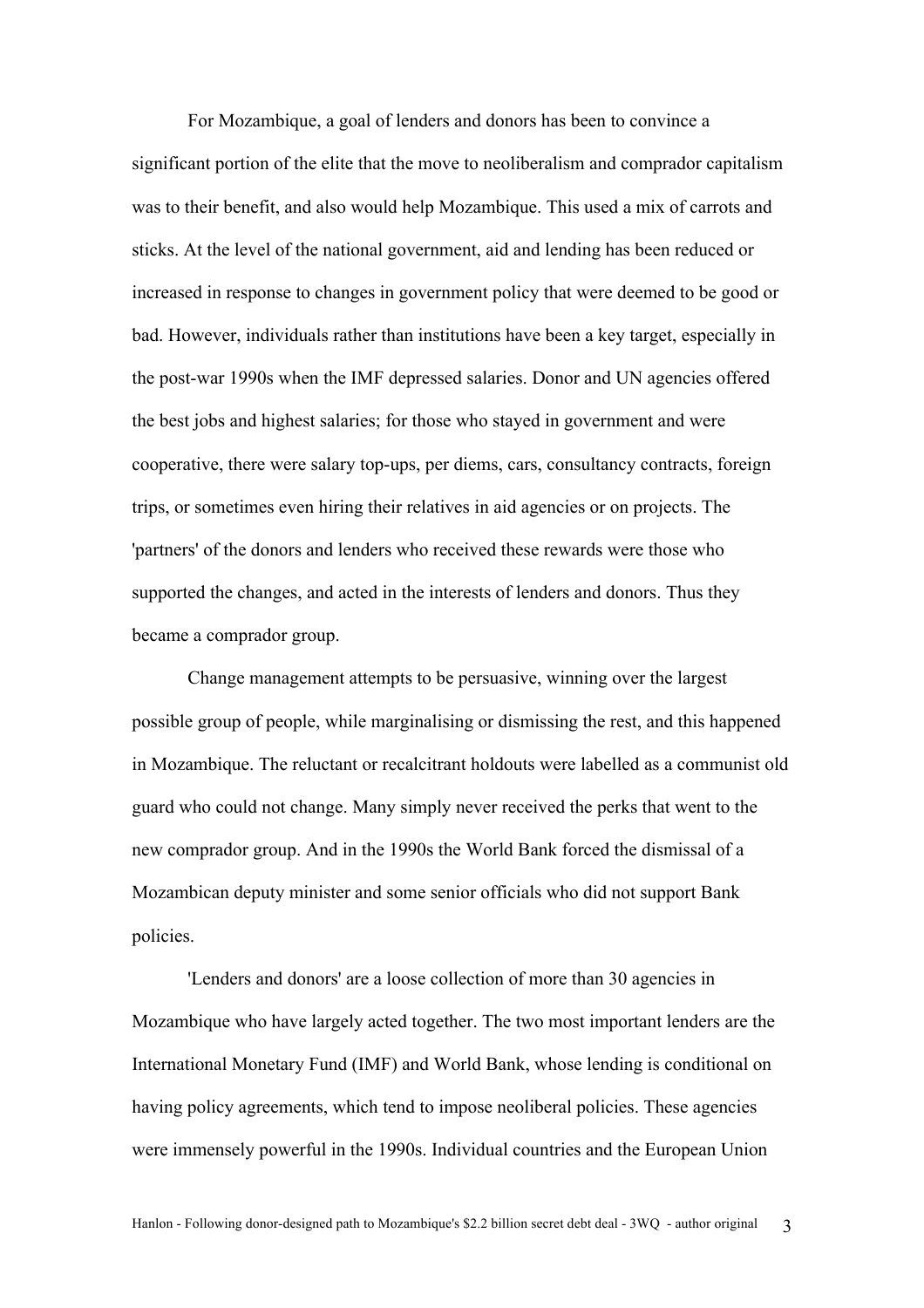For Mozambique, a goal of lenders and donors has been to convince a significant portion of the elite that the move to neoliberalism and comprador capitalism was to their benefit, and also would help Mozambique. This used a mix of carrots and sticks. At the level of the national government, aid and lending has been reduced or increased in response to changes in government policy that were deemed to be good or bad. However, individuals rather than institutions have been a key target, especially in the post-war 1990s when the IMF depressed salaries. Donor and UN agencies offered the best jobs and highest salaries; for those who stayed in government and were cooperative, there were salary top-ups, per diems, cars, consultancy contracts, foreign trips, or sometimes even hiring their relatives in aid agencies or on projects. The 'partners' of the donors and lenders who received these rewards were those who supported the changes, and acted in the interests of lenders and donors. Thus they became a comprador group.

Change management attempts to be persuasive, winning over the largest possible group of people, while marginalising or dismissing the rest, and this happened in Mozambique. The reluctant or recalcitrant holdouts were labelled as a communist old guard who could not change. Many simply never received the perks that went to the new comprador group. And in the 1990s the World Bank forced the dismissal of a Mozambican deputy minister and some senior officials who did not support Bank policies.

'Lenders and donors' are a loose collection of more than 30 agencies in Mozambique who have largely acted together. The two most important lenders are the International Monetary Fund (IMF) and World Bank, whose lending is conditional on having policy agreements, which tend to impose neoliberal policies. These agencies were immensely powerful in the 1990s. Individual countries and the European Union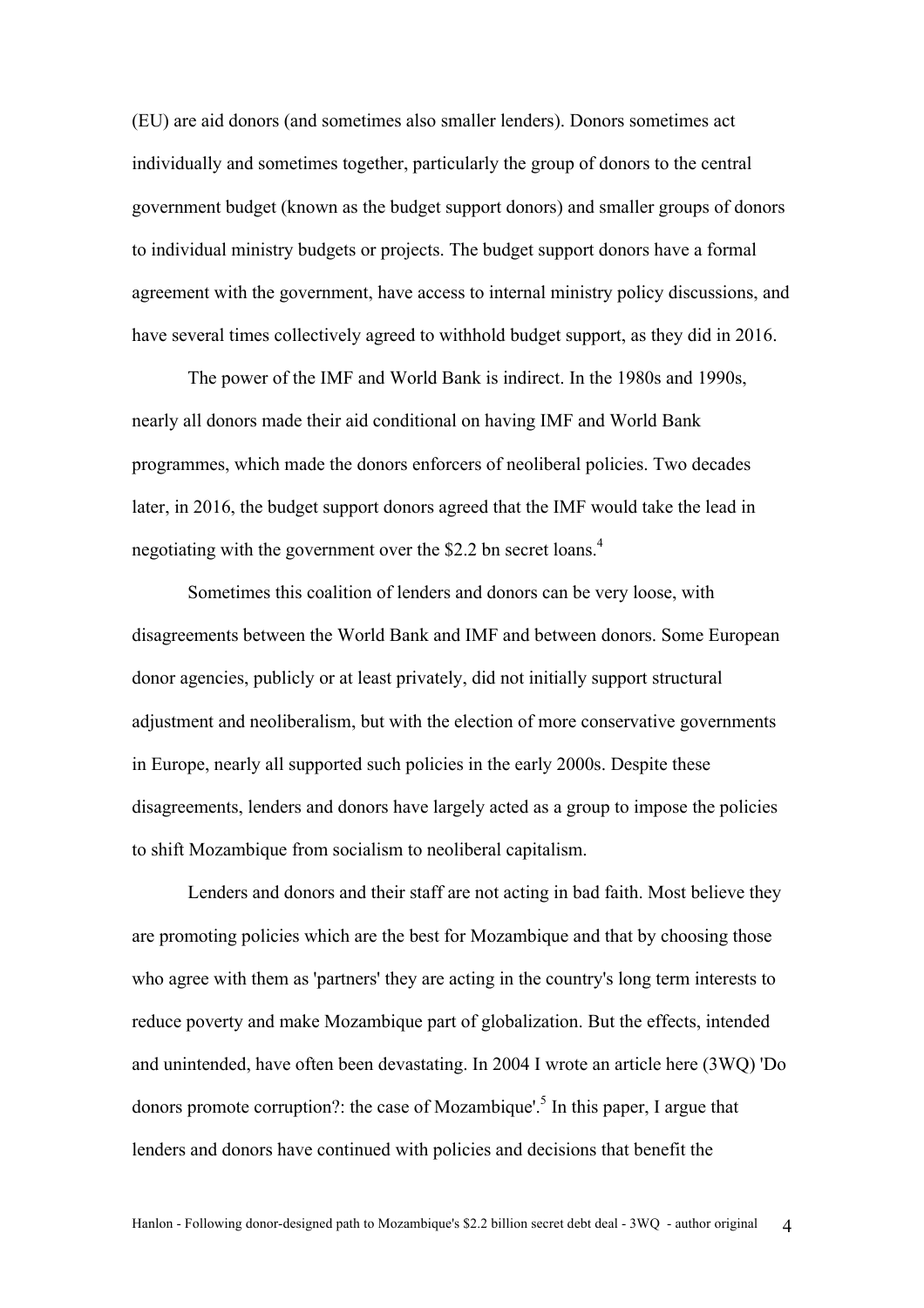(EU) are aid donors (and sometimes also smaller lenders). Donors sometimes act individually and sometimes together, particularly the group of donors to the central government budget (known as the budget support donors) and smaller groups of donors to individual ministry budgets or projects. The budget support donors have a formal agreement with the government, have access to internal ministry policy discussions, and have several times collectively agreed to withhold budget support, as they did in 2016.

The power of the IMF and World Bank is indirect. In the 1980s and 1990s, nearly all donors made their aid conditional on having IMF and World Bank programmes, which made the donors enforcers of neoliberal policies. Two decades later, in 2016, the budget support donors agreed that the IMF would take the lead in negotiating with the government over the $2.2 bn secret loans.[4]

Sometimes this coalition of lenders and donors can be very loose, with disagreements between the World Bank and IMF and between donors. Some European donor agencies, publicly or at least privately, did not initially support structural adjustment and neoliberalism, but with the election of more conservative governments in Europe, nearly all supported such policies in the early 2000s. Despite these disagreements, lenders and donors have largely acted as a group to impose the policies to shift Mozambique from socialism to neoliberal capitalism.

Lenders and donors and their staff are not acting in bad faith. Most believe they are promoting policies which are the best for Mozambique and that by choosing those who agree with them as 'partners' they are acting in the country's long term interests to reduce poverty and make Mozambique part of globalization. But the effects, intended and unintended, have often been devastating. In 2004 I wrote an article here (3WQ) 'Do donors promote corruption?: the case of Mozambique'.[5] In this paper, I argue that lenders and donors have continued with policies and decisions that benefit the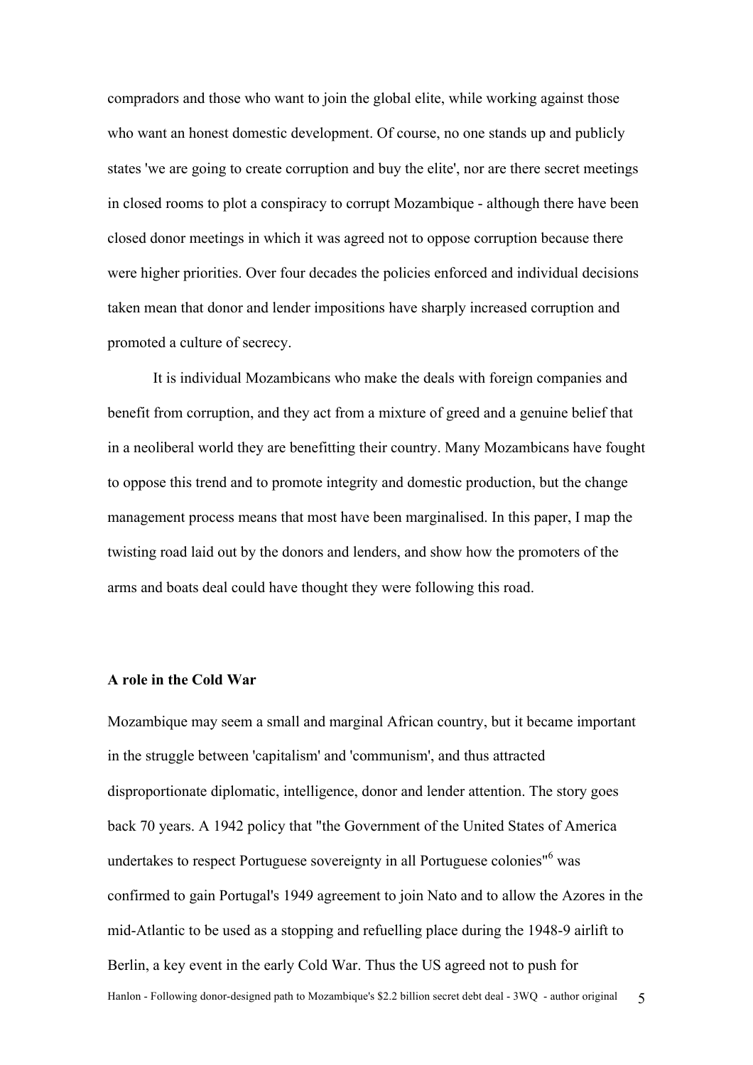compradors and those who want to join the global elite, while working against those who want an honest domestic development. Of course, no one stands up and publicly states 'we are going to create corruption and buy the elite', nor are there secret meetings in closed rooms to plot a conspiracy to corrupt Mozambique - although there have been closed donor meetings in which it was agreed not to oppose corruption because there were higher priorities. Over four decades the policies enforced and individual decisions taken mean that donor and lender impositions have sharply increased corruption and promoted a culture of secrecy.

It is individual Mozambicans who make the deals with foreign companies and benefit from corruption, and they act from a mixture of greed and a genuine belief that in a neoliberal world they are benefitting their country. Many Mozambicans have fought to oppose this trend and to promote integrity and domestic production, but the change management process means that most have been marginalised. In this paper, I map the twisting road laid out by the donors and lenders, and show how the promoters of the arms and boats deal could have thought they were following this road.

**A role in the Cold War**

Mozambique may seem a small and marginal African country, but it became important in the struggle between 'capitalism' and 'communism', and thus attracted disproportionate diplomatic, intelligence, donor and lender attention. The story goes back 70 years. A 1942 policy that "the Government of the United States of America undertakes to respect Portuguese sovereignty in all Portuguese colonies"[6] was confirmed to gain Portugal's 1949 agreement to join Nato and to allow the Azores in the mid-Atlantic to be used as a stopping and refuelling place during the 1948-9 airlift to Berlin, a key event in the early Cold War. Thus the US agreed not to push for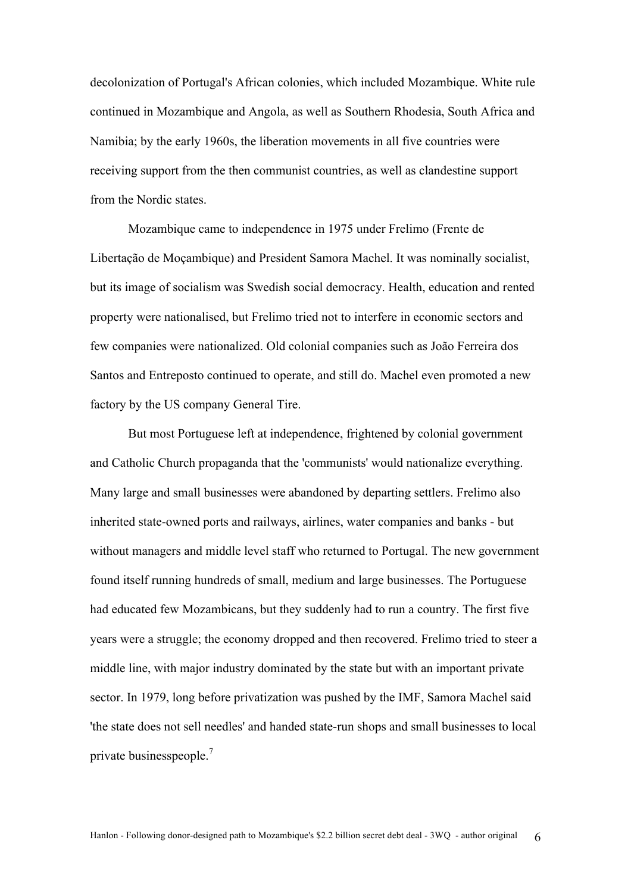decolonization of Portugal's African colonies, which included Mozambique. White rule continued in Mozambique and Angola, as well as Southern Rhodesia, South Africa and Namibia; by the early 1960s, the liberation movements in all five countries were receiving support from the then communist countries, as well as clandestine support from the Nordic states.

Mozambique came to independence in 1975 under Frelimo (Frente de Libertação de Moçambique) and President Samora Machel. It was nominally socialist, but its image of socialism was Swedish social democracy. Health, education and rented property were nationalised, but Frelimo tried not to interfere in economic sectors and few companies were nationalized. Old colonial companies such as João Ferreira dos Santos and Entreposto continued to operate, and still do. Machel even promoted a new factory by the US company General Tire.

But most Portuguese left at independence, frightened by colonial government and Catholic Church propaganda that the 'communists' would nationalize everything. Many large and small businesses were abandoned by departing settlers. Frelimo also inherited state-owned ports and railways, airlines, water companies and banks - but without managers and middle level staff who returned to Portugal. The new government found itself running hundreds of small, medium and large businesses. The Portuguese had educated few Mozambicans, but they suddenly had to run a country. The first five years were a struggle; the economy dropped and then recovered. Frelimo tried to steer a middle line, with major industry dominated by the state but with an important private sector. In 1979, long before privatization was pushed by the IMF, Samora Machel said 'the state does not sell needles' and handed state-run shops and small businesses to local private businesspeople.[7]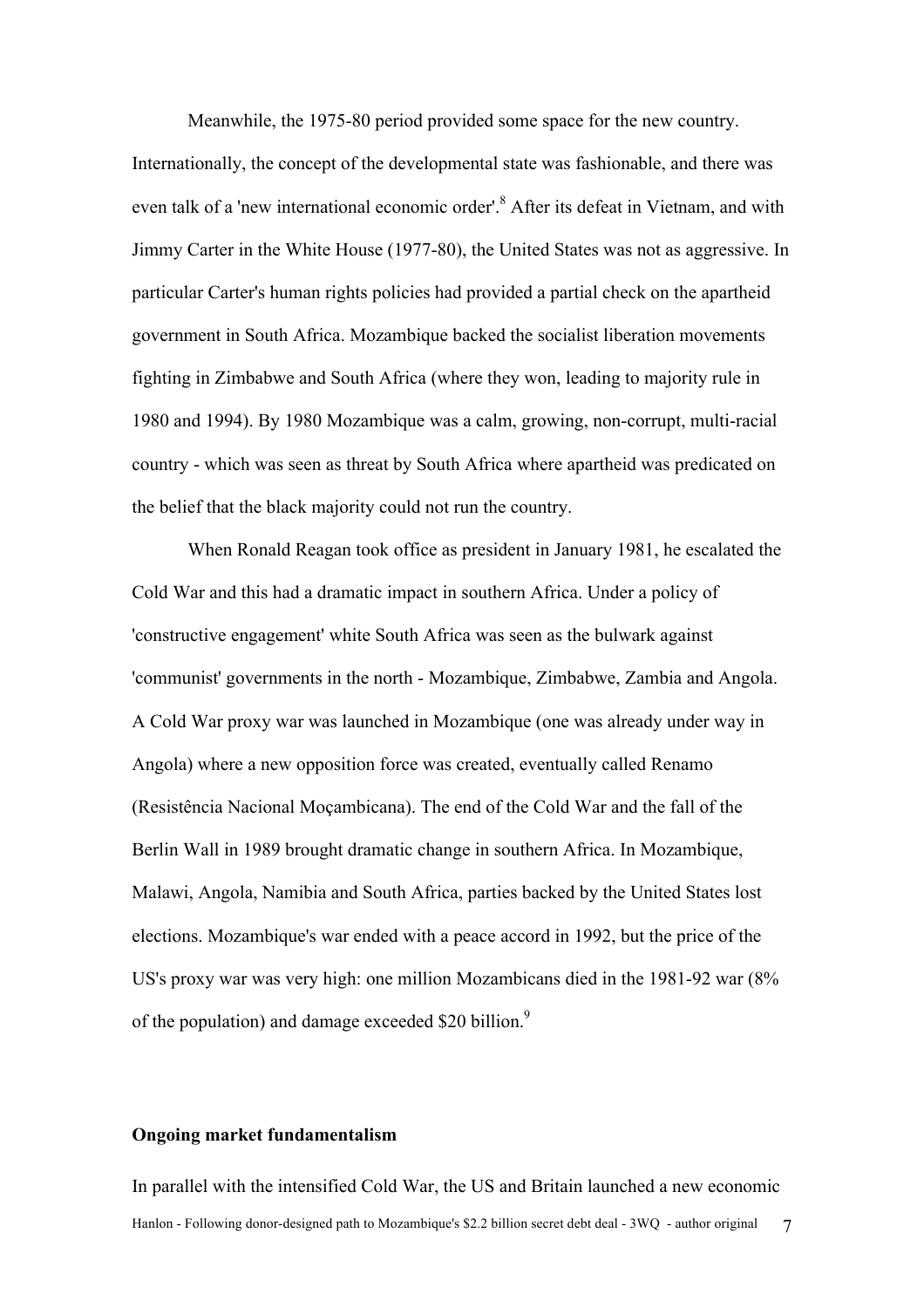Meanwhile, the 1975-80 period provided some space for the new country. Internationally, the concept of the developmental state was fashionable, and there was even talk of a 'new international economic order'.[8] After its defeat in Vietnam, and with Jimmy Carter in the White House (1977-80), the United States was not as aggressive. In particular Carter's human rights policies had provided a partial check on the apartheid government in South Africa. Mozambique backed the socialist liberation movements fighting in Zimbabwe and South Africa (where they won, leading to majority rule in 1980 and 1994). By 1980 Mozambique was a calm, growing, non-corrupt, multi-racial country - which was seen as threat by South Africa where apartheid was predicated on the belief that the black majority could not run the country.

When Ronald Reagan took office as president in January 1981, he escalated the Cold War and this had a dramatic impact in southern Africa. Under a policy of 'constructive engagement' white South Africa was seen as the bulwark against 'communist' governments in the north - Mozambique, Zimbabwe, Zambia and Angola. A Cold War proxy war was launched in Mozambique (one was already under way in Angola) where a new opposition force was created, eventually called Renamo (Resistência Nacional Moçambicana). The end of the Cold War and the fall of the Berlin Wall in 1989 brought dramatic change in southern Africa. In Mozambique, Malawi, Angola, Namibia and South Africa, parties backed by the United States lost elections. Mozambique's war ended with a peace accord in 1992, but the price of the US's proxy war was very high: one million Mozambicans died in the 1981-92 war (8% of the population) and damage exceeded $20 billion.[9]

**Ongoing market fundamentalism**

In parallel with the intensified Cold War, the US and Britain launched a new economic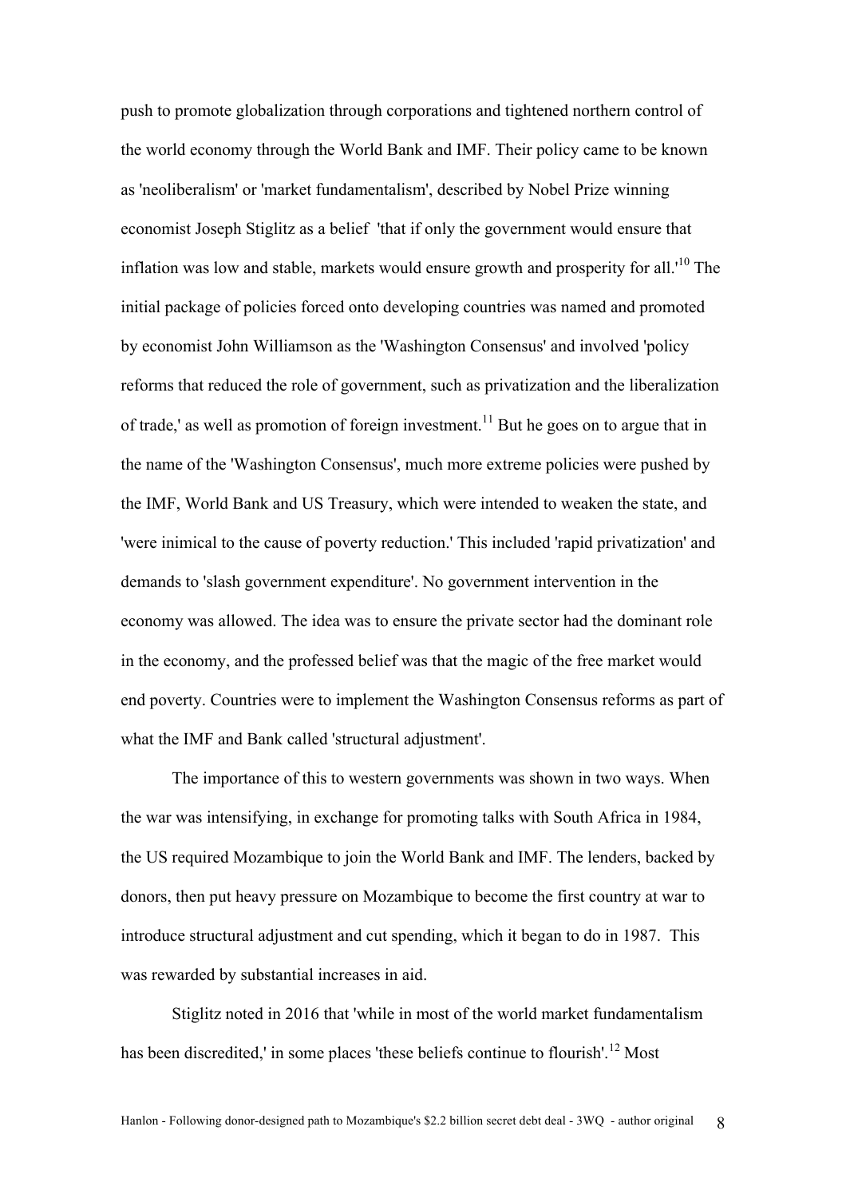push to promote globalization through corporations and tightened northern control of the world economy through the World Bank and IMF. Their policy came to be known as 'neoliberalism' or 'market fundamentalism', described by Nobel Prize winning economist Joseph Stiglitz as a belief 'that if only the government would ensure that inflation was low and stable, markets would ensure growth and prosperity for all.'[10] The initial package of policies forced onto developing countries was named and promoted by economist John Williamson as the 'Washington Consensus' and involved 'policy reforms that reduced the role of government, such as privatization and the liberalization of trade,' as well as promotion of foreign investment.[11] But he goes on to argue that in the name of the 'Washington Consensus', much more extreme policies were pushed by the IMF, World Bank and US Treasury, which were intended to weaken the state, and 'were inimical to the cause of poverty reduction.' This included 'rapid privatization' and demands to 'slash government expenditure'. No government intervention in the economy was allowed. The idea was to ensure the private sector had the dominant role in the economy, and the professed belief was that the magic of the free market would end poverty. Countries were to implement the Washington Consensus reforms as part of what the IMF and Bank called 'structural adjustment'.

The importance of this to western governments was shown in two ways. When the war was intensifying, in exchange for promoting talks with South Africa in 1984, the US required Mozambique to join the World Bank and IMF. The lenders, backed by donors, then put heavy pressure on Mozambique to become the first country at war to introduce structural adjustment and cut spending, which it began to do in 1987. This was rewarded by substantial increases in aid.

Stiglitz noted in 2016 that 'while in most of the world market fundamentalism has been discredited,' in some places 'these beliefs continue to flourish'.[12] Most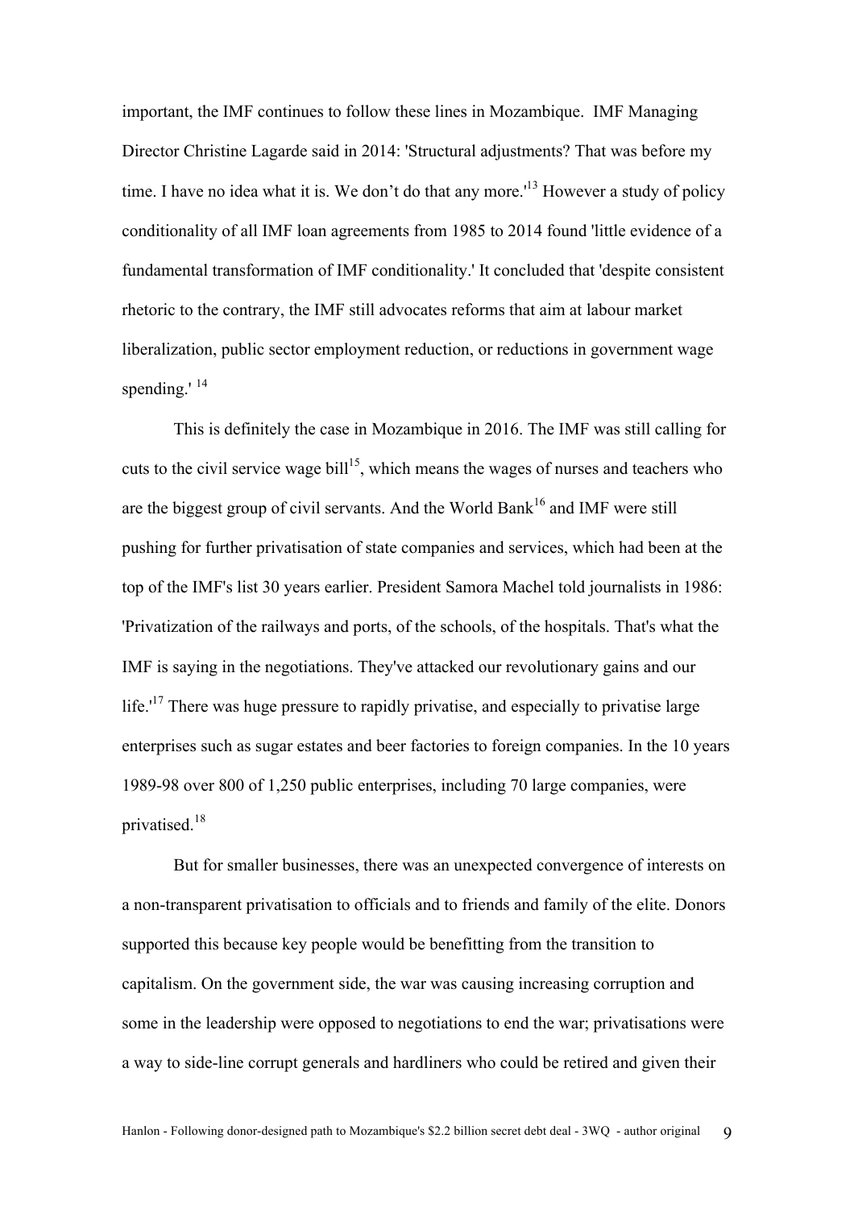important, the IMF continues to follow these lines in Mozambique. IMF Managing Director Christine Lagarde said in 2014: 'Structural adjustments? That was before my time. I have no idea what it is. We don't do that any more.'[13] However a study of policy conditionality of all IMF loan agreements from 1985 to 2014 found 'little evidence of a fundamental transformation of IMF conditionality.' It concluded that 'despite consistent rhetoric to the contrary, the IMF still advocates reforms that aim at labour market liberalization, public sector employment reduction, or reductions in government wage spending.' [14]

This is definitely the case in Mozambique in 2016. The IMF was still calling for cuts to the civil service wage bill[15], which means the wages of nurses and teachers who are the biggest group of civil servants. And the World Bank[16] and IMF were still pushing for further privatisation of state companies and services, which had been at the top of the IMF's list 30 years earlier. President Samora Machel told journalists in 1986: 'Privatization of the railways and ports, of the schools, of the hospitals. That's what the IMF is saying in the negotiations. They've attacked our revolutionary gains and our life.'[17] There was huge pressure to rapidly privatise, and especially to privatise large enterprises such as sugar estates and beer factories to foreign companies. In the 10 years 1989-98 over 800 of 1,250 public enterprises, including 70 large companies, were privatised.[18]

But for smaller businesses, there was an unexpected convergence of interests on a non-transparent privatisation to officials and to friends and family of the elite. Donors supported this because key people would be benefitting from the transition to capitalism. On the government side, the war was causing increasing corruption and some in the leadership were opposed to negotiations to end the war; privatisations were a way to side-line corrupt generals and hardliners who could be retired and given their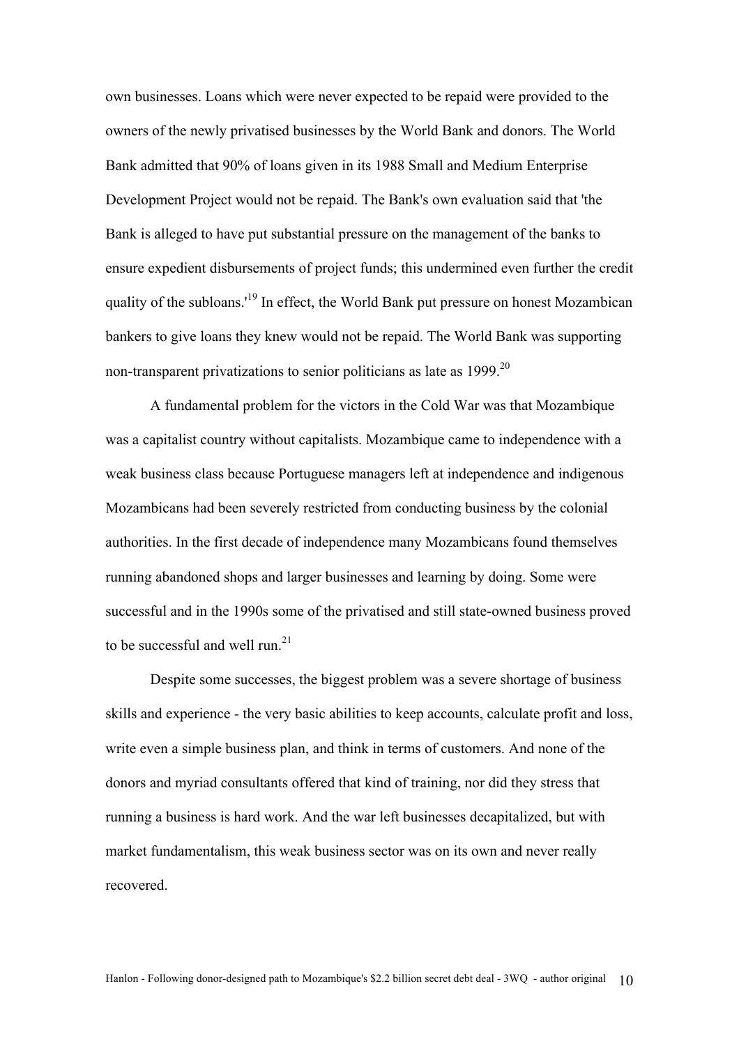own businesses. Loans which were never expected to be repaid were provided to the owners of the newly privatised businesses by the World Bank and donors. The World Bank admitted that 90% of loans given in its 1988 Small and Medium Enterprise Development Project would not be repaid. The Bank's own evaluation said that 'the Bank is alleged to have put substantial pressure on the management of the banks to ensure expedient disbursements of project funds; this undermined even further the credit quality of the subloans.'[19] In effect, the World Bank put pressure on honest Mozambican bankers to give loans they knew would not be repaid. The World Bank was supporting non-transparent privatizations to senior politicians as late as 1999.[20]

A fundamental problem for the victors in the Cold War was that Mozambique was a capitalist country without capitalists. Mozambique came to independence with a weak business class because Portuguese managers left at independence and indigenous Mozambicans had been severely restricted from conducting business by the colonial authorities. In the first decade of independence many Mozambicans found themselves running abandoned shops and larger businesses and learning by doing. Some were successful and in the 1990s some of the privatised and still state-owned business proved to be successful and well run.[21]

Despite some successes, the biggest problem was a severe shortage of business skills and experience - the very basic abilities to keep accounts, calculate profit and loss, write even a simple business plan, and think in terms of customers. And none of the donors and myriad consultants offered that kind of training, nor did they stress that running a business is hard work. And the war left businesses decapitalized, but with market fundamentalism, this weak business sector was on its own and never really recovered.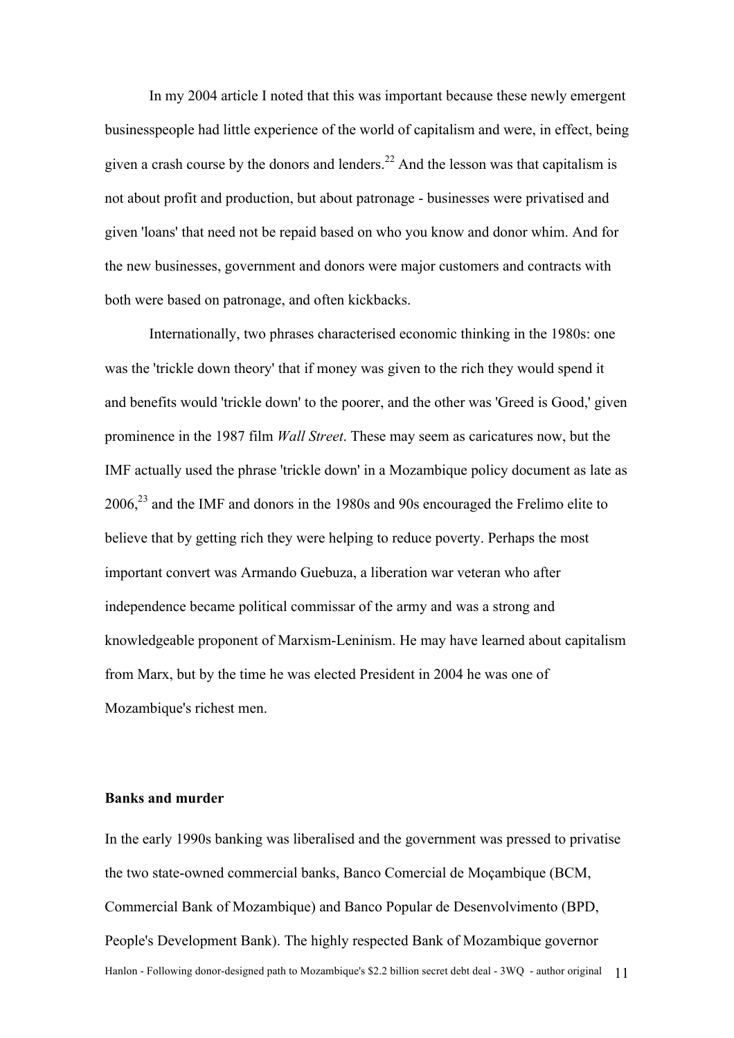In my 2004 article I noted that this was important because these newly emergent businesspeople had little experience of the world of capitalism and were, in effect, being given a crash course by the donors and lenders.[22] And the lesson was that capitalism is not about profit and production, but about patronage - businesses were privatised and given 'loans' that need not be repaid based on who you know and donor whim. And for the new businesses, government and donors were major customers and contracts with both were based on patronage, and often kickbacks.

Internationally, two phrases characterised economic thinking in the 1980s: one was the 'trickle down theory' that if money was given to the rich they would spend it and benefits would 'trickle down' to the poorer, and the other was 'Greed is Good,' given prominence in the 1987 film *Wall Street*. These may seem as caricatures now, but the IMF actually used the phrase 'trickle down' in a Mozambique policy document as late as 2006,[23] and the IMF and donors in the 1980s and 90s encouraged the Frelimo elite to believe that by getting rich they were helping to reduce poverty. Perhaps the most important convert was Armando Guebuza, a liberation war veteran who after independence became political commissar of the army and was a strong and knowledgeable proponent of Marxism-Leninism. He may have learned about capitalism from Marx, but by the time he was elected President in 2004 he was one of Mozambique's richest men.

**Banks and murder**

In the early 1990s banking was liberalised and the government was pressed to privatise the two state-owned commercial banks, Banco Comercial de Moçambique (BCM, Commercial Bank of Mozambique) and Banco Popular de Desenvolvimento (BPD, People's Development Bank). The highly respected Bank of Mozambique governor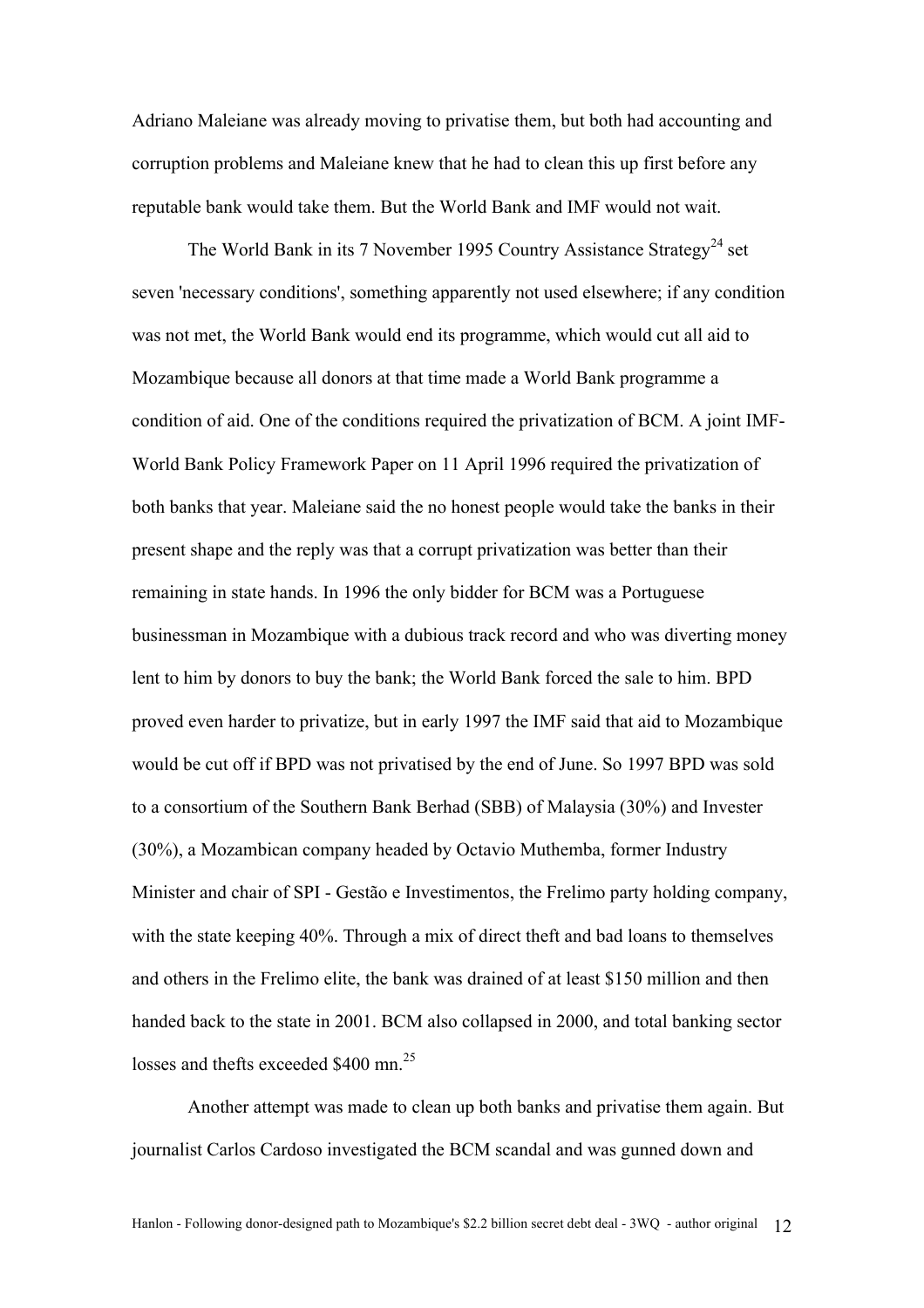Adriano Maleiane was already moving to privatise them, but both had accounting and corruption problems and Maleiane knew that he had to clean this up first before any reputable bank would take them. But the World Bank and IMF would not wait.

The World Bank in its 7 November 1995 Country Assistance Strategy[24] set seven 'necessary conditions', something apparently not used elsewhere; if any condition was not met, the World Bank would end its programme, which would cut all aid to Mozambique because all donors at that time made a World Bank programme a condition of aid. One of the conditions required the privatization of BCM. A joint IMF-World Bank Policy Framework Paper on 11 April 1996 required the privatization of both banks that year. Maleiane said the no honest people would take the banks in their present shape and the reply was that a corrupt privatization was better than their remaining in state hands. In 1996 the only bidder for BCM was a Portuguese businessman in Mozambique with a dubious track record and who was diverting money lent to him by donors to buy the bank; the World Bank forced the sale to him. BPD proved even harder to privatize, but in early 1997 the IMF said that aid to Mozambique would be cut off if BPD was not privatised by the end of June. So 1997 BPD was sold to a consortium of the Southern Bank Berhad (SBB) of Malaysia (30%) and Invester (30%), a Mozambican company headed by Octavio Muthemba, former Industry Minister and chair of SPI - Gestão e Investimentos, the Frelimo party holding company, with the state keeping 40%. Through a mix of direct theft and bad loans to themselves and others in the Frelimo elite, the bank was drained of at least $150 million and then handed back to the state in 2001. BCM also collapsed in 2000, and total banking sector losses and thefts exceeded $400 mn.[25]

Another attempt was made to clean up both banks and privatise them again. But journalist Carlos Cardoso investigated the BCM scandal and was gunned down and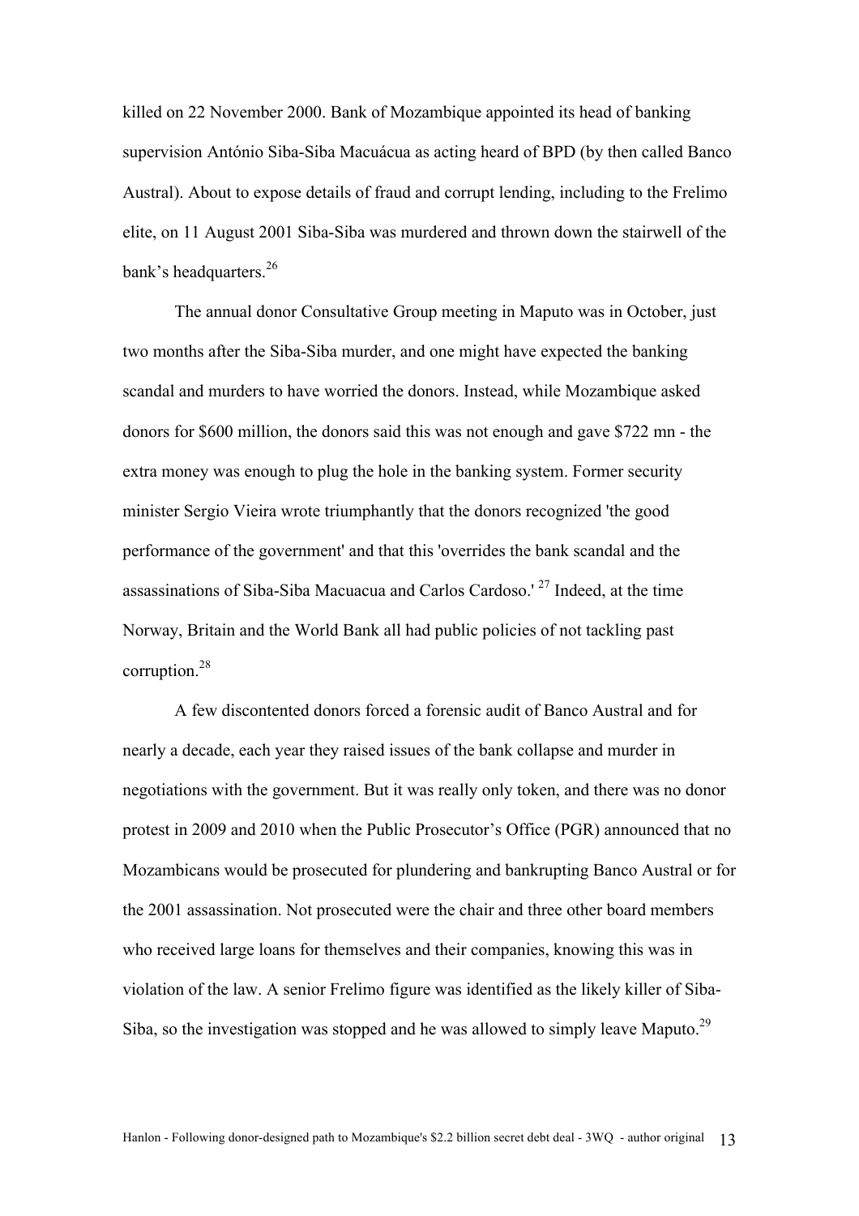killed on 22 November 2000. Bank of Mozambique appointed its head of banking supervision António Siba-Siba Macuácua as acting heard of BPD (by then called Banco Austral). About to expose details of fraud and corrupt lending, including to the Frelimo elite, on 11 August 2001 Siba-Siba was murdered and thrown down the stairwell of the bank's headquarters.[26]

The annual donor Consultative Group meeting in Maputo was in October, just two months after the Siba-Siba murder, and one might have expected the banking scandal and murders to have worried the donors. Instead, while Mozambique asked donors for $600 million, the donors said this was not enough and gave $722 mn - the extra money was enough to plug the hole in the banking system. Former security minister Sergio Vieira wrote triumphantly that the donors recognized 'the good performance of the government' and that this 'overrides the bank scandal and the assassinations of Siba-Siba Macuacua and Carlos Cardoso.' [27] Indeed, at the time Norway, Britain and the World Bank all had public policies of not tackling past corruption.[28]

A few discontented donors forced a forensic audit of Banco Austral and for nearly a decade, each year they raised issues of the bank collapse and murder in negotiations with the government. But it was really only token, and there was no donor protest in 2009 and 2010 when the Public Prosecutor's Office (PGR) announced that no Mozambicans would be prosecuted for plundering and bankrupting Banco Austral or for the 2001 assassination. Not prosecuted were the chair and three other board members who received large loans for themselves and their companies, knowing this was in violation of the law. A senior Frelimo figure was identified as the likely killer of Siba-Siba, so the investigation was stopped and he was allowed to simply leave Maputo.[29]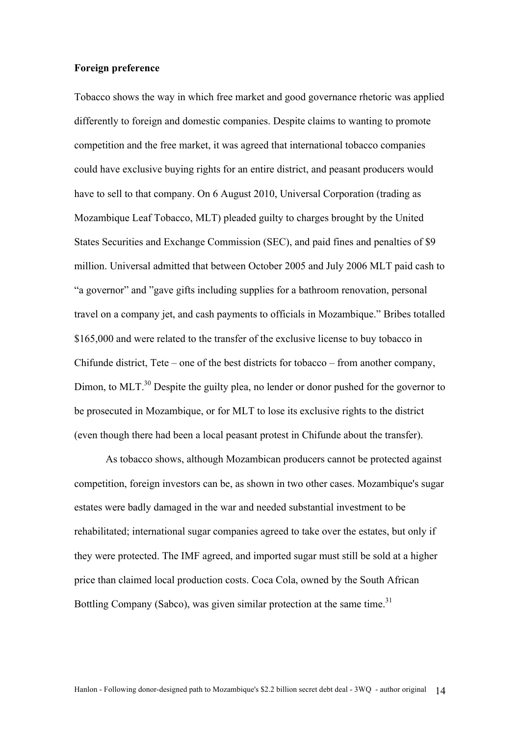**Foreign preference**

Tobacco shows the way in which free market and good governance rhetoric was applied differently to foreign and domestic companies. Despite claims to wanting to promote competition and the free market, it was agreed that international tobacco companies could have exclusive buying rights for an entire district, and peasant producers would have to sell to that company. On 6 August 2010, Universal Corporation (trading as Mozambique Leaf Tobacco, MLT) pleaded guilty to charges brought by the United States Securities and Exchange Commission (SEC), and paid fines and penalties of $9 million. Universal admitted that between October 2005 and July 2006 MLT paid cash to "a governor" and "gave gifts including supplies for a bathroom renovation, personal travel on a company jet, and cash payments to officials in Mozambique." Bribes totalled $165,000 and were related to the transfer of the exclusive license to buy tobacco in Chifunde district, Tete – one of the best districts for tobacco – from another company, Dimon, to MLT.[30] Despite the guilty plea, no lender or donor pushed for the governor to be prosecuted in Mozambique, or for MLT to lose its exclusive rights to the district (even though there had been a local peasant protest in Chifunde about the transfer).

As tobacco shows, although Mozambican producers cannot be protected against competition, foreign investors can be, as shown in two other cases. Mozambique's sugar estates were badly damaged in the war and needed substantial investment to be rehabilitated; international sugar companies agreed to take over the estates, but only if they were protected. The IMF agreed, and imported sugar must still be sold at a higher price than claimed local production costs. Coca Cola, owned by the South African Bottling Company (Sabco), was given similar protection at the same time.[31]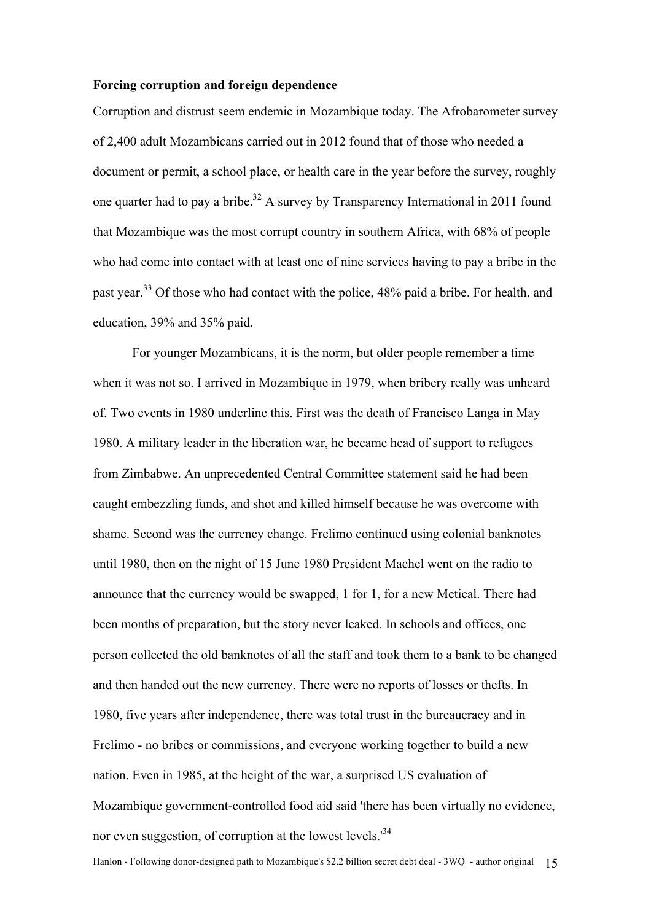**Forcing corruption and foreign dependence**

Corruption and distrust seem endemic in Mozambique today. The Afrobarometer survey of 2,400 adult Mozambicans carried out in 2012 found that of those who needed a document or permit, a school place, or health care in the year before the survey, roughly one quarter had to pay a bribe.[32] A survey by Transparency International in 2011 found that Mozambique was the most corrupt country in southern Africa, with 68% of people who had come into contact with at least one of nine services having to pay a bribe in the past year.[33] Of those who had contact with the police, 48% paid a bribe. For health, and education, 39% and 35% paid.

For younger Mozambicans, it is the norm, but older people remember a time when it was not so. I arrived in Mozambique in 1979, when bribery really was unheard of. Two events in 1980 underline this. First was the death of Francisco Langa in May 1980. A military leader in the liberation war, he became head of support to refugees from Zimbabwe. An unprecedented Central Committee statement said he had been caught embezzling funds, and shot and killed himself because he was overcome with shame. Second was the currency change. Frelimo continued using colonial banknotes until 1980, then on the night of 15 June 1980 President Machel went on the radio to announce that the currency would be swapped, 1 for 1, for a new Metical. There had been months of preparation, but the story never leaked. In schools and offices, one person collected the old banknotes of all the staff and took them to a bank to be changed and then handed out the new currency. There were no reports of losses or thefts. In 1980, five years after independence, there was total trust in the bureaucracy and in Frelimo - no bribes or commissions, and everyone working together to build a new nation. Even in 1985, at the height of the war, a surprised US evaluation of Mozambique government-controlled food aid said 'there has been virtually no evidence, nor even suggestion, of corruption at the lowest levels.'[34]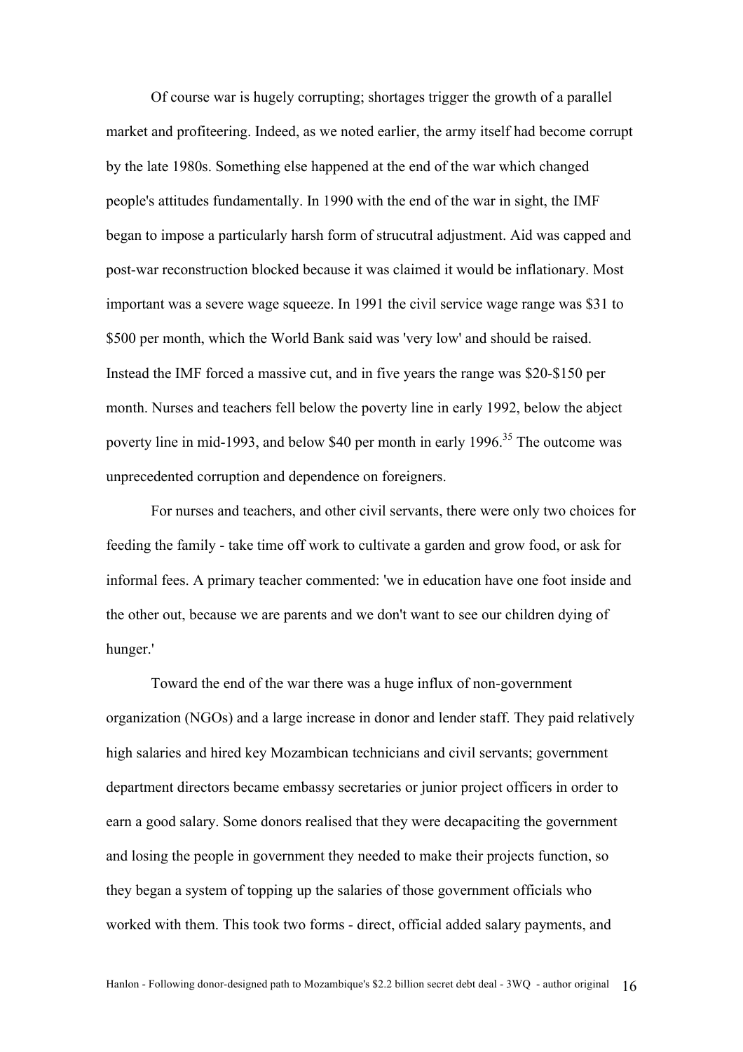Of course war is hugely corrupting; shortages trigger the growth of a parallel market and profiteering. Indeed, as we noted earlier, the army itself had become corrupt by the late 1980s. Something else happened at the end of the war which changed people's attitudes fundamentally. In 1990 with the end of the war in sight, the IMF began to impose a particularly harsh form of strucutral adjustment. Aid was capped and post-war reconstruction blocked because it was claimed it would be inflationary. Most important was a severe wage squeeze. In 1991 the civil service wage range was $31 to $500 per month, which the World Bank said was 'very low' and should be raised. Instead the IMF forced a massive cut, and in five years the range was $20-$150 per month. Nurses and teachers fell below the poverty line in early 1992, below the abject poverty line in mid-1993, and below $40 per month in early 1996.[35] The outcome was unprecedented corruption and dependence on foreigners.

For nurses and teachers, and other civil servants, there were only two choices for feeding the family - take time off work to cultivate a garden and grow food, or ask for informal fees. A primary teacher commented: 'we in education have one foot inside and the other out, because we are parents and we don't want to see our children dying of hunger.'

Toward the end of the war there was a huge influx of non-government organization (NGOs) and a large increase in donor and lender staff. They paid relatively high salaries and hired key Mozambican technicians and civil servants; government department directors became embassy secretaries or junior project officers in order to earn a good salary. Some donors realised that they were decapaciting the government and losing the people in government they needed to make their projects function, so they began a system of topping up the salaries of those government officials who worked with them. This took two forms - direct, official added salary payments, and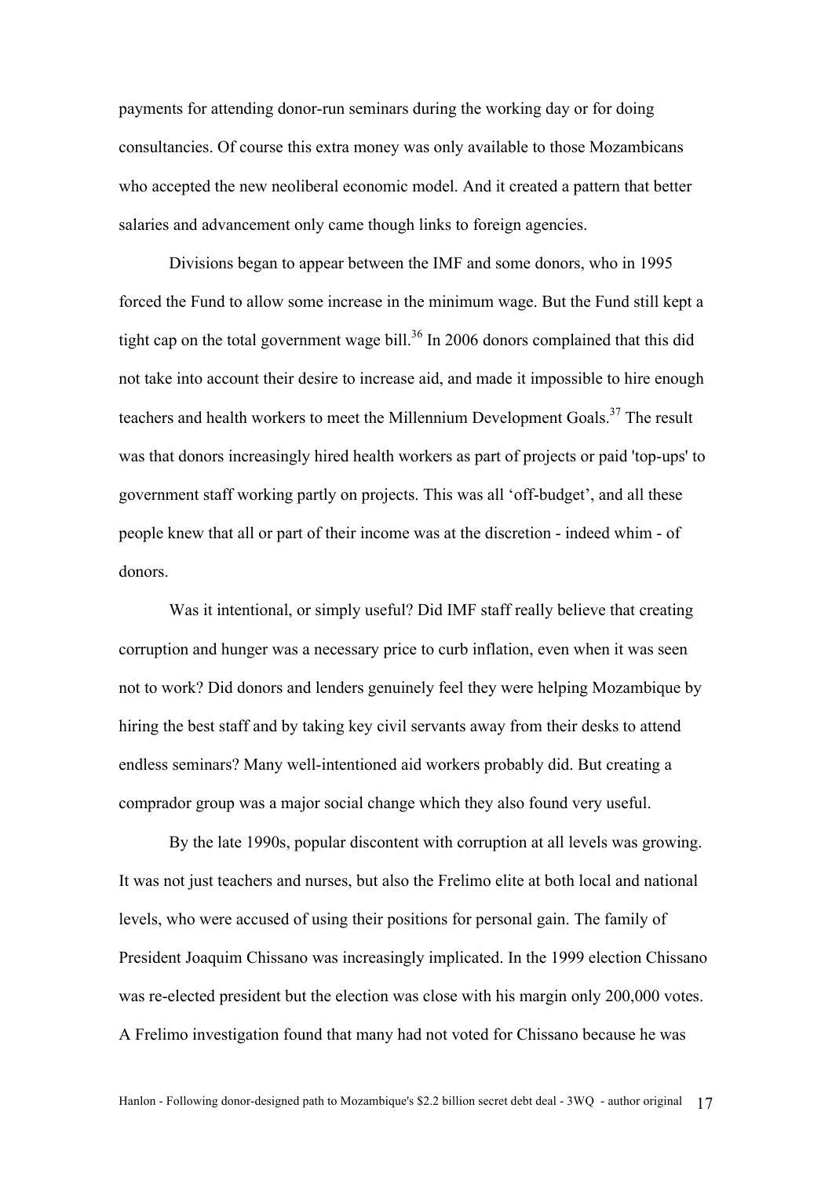payments for attending donor-run seminars during the working day or for doing consultancies. Of course this extra money was only available to those Mozambicans who accepted the new neoliberal economic model. And it created a pattern that better salaries and advancement only came though links to foreign agencies.

Divisions began to appear between the IMF and some donors, who in 1995 forced the Fund to allow some increase in the minimum wage. But the Fund still kept a tight cap on the total government wage bill.[36] In 2006 donors complained that this did not take into account their desire to increase aid, and made it impossible to hire enough teachers and health workers to meet the Millennium Development Goals.[37] The result was that donors increasingly hired health workers as part of projects or paid 'top-ups' to government staff working partly on projects. This was all 'off-budget', and all these people knew that all or part of their income was at the discretion - indeed whim - of donors.

Was it intentional, or simply useful? Did IMF staff really believe that creating corruption and hunger was a necessary price to curb inflation, even when it was seen not to work? Did donors and lenders genuinely feel they were helping Mozambique by hiring the best staff and by taking key civil servants away from their desks to attend endless seminars? Many well-intentioned aid workers probably did. But creating a comprador group was a major social change which they also found very useful.

By the late 1990s, popular discontent with corruption at all levels was growing. It was not just teachers and nurses, but also the Frelimo elite at both local and national levels, who were accused of using their positions for personal gain. The family of President Joaquim Chissano was increasingly implicated. In the 1999 election Chissano was re-elected president but the election was close with his margin only 200,000 votes. A Frelimo investigation found that many had not voted for Chissano because he was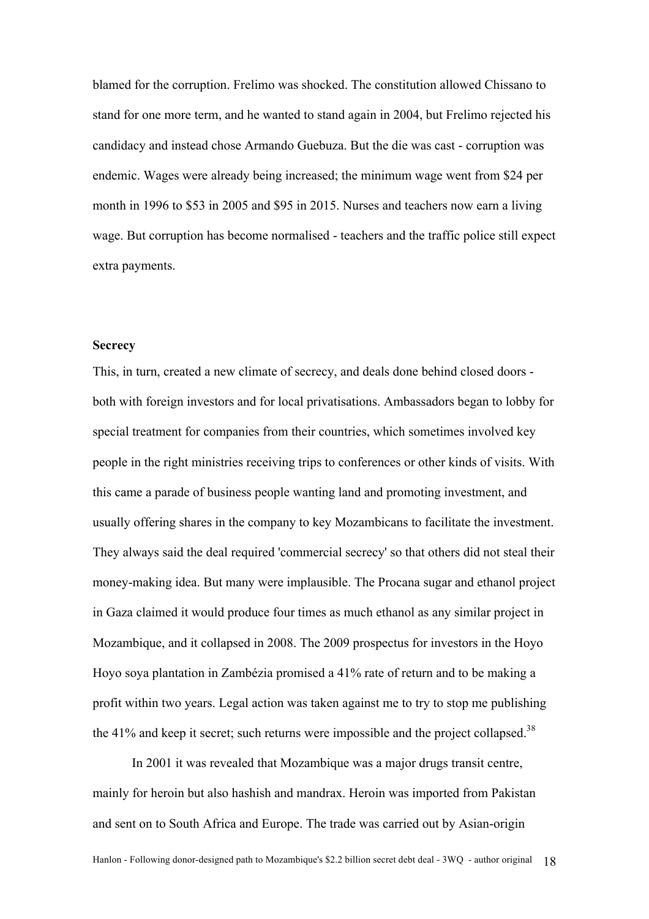blamed for the corruption. Frelimo was shocked. The constitution allowed Chissano to stand for one more term, and he wanted to stand again in 2004, but Frelimo rejected his candidacy and instead chose Armando Guebuza. But the die was cast - corruption was endemic. Wages were already being increased; the minimum wage went from \$24 per month in 1996 to \$53 in 2005 and \$95 in 2015. Nurses and teachers now earn a living wage. But corruption has become normalised - teachers and the traffic police still expect extra payments.

**Secrecy**

This, in turn, created a new climate of secrecy, and deals done behind closed doors - both with foreign investors and for local privatisations. Ambassadors began to lobby for special treatment for companies from their countries, which sometimes involved key people in the right ministries receiving trips to conferences or other kinds of visits. With this came a parade of business people wanting land and promoting investment, and usually offering shares in the company to key Mozambicans to facilitate the investment. They always said the deal required 'commercial secrecy' so that others did not steal their money-making idea. But many were implausible. The Procana sugar and ethanol project in Gaza claimed it would produce four times as much ethanol as any similar project in Mozambique, and it collapsed in 2008. The 2009 prospectus for investors in the Hoyo Hoyo soya plantation in Zambézia promised a 41% rate of return and to be making a profit within two years. Legal action was taken against me to try to stop me publishing the 41% and keep it secret; such returns were impossible and the project collapsed.[38]

In 2001 it was revealed that Mozambique was a major drugs transit centre, mainly for heroin but also hashish and mandrax. Heroin was imported from Pakistan and sent on to South Africa and Europe. The trade was carried out by Asian-origin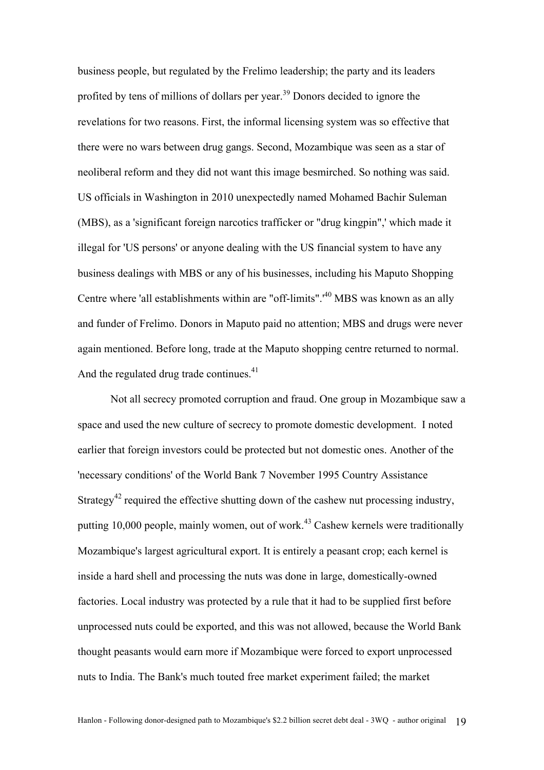business people, but regulated by the Frelimo leadership; the party and its leaders profited by tens of millions of dollars per year.[39] Donors decided to ignore the revelations for two reasons. First, the informal licensing system was so effective that there were no wars between drug gangs. Second, Mozambique was seen as a star of neoliberal reform and they did not want this image besmirched. So nothing was said. US officials in Washington in 2010 unexpectedly named Mohamed Bachir Suleman (MBS), as a 'significant foreign narcotics trafficker or "drug kingpin",' which made it illegal for 'US persons' or anyone dealing with the US financial system to have any business dealings with MBS or any of his businesses, including his Maputo Shopping Centre where 'all establishments within are "off-limits".'[40] MBS was known as an ally and funder of Frelimo. Donors in Maputo paid no attention; MBS and drugs were never again mentioned. Before long, trade at the Maputo shopping centre returned to normal. And the regulated drug trade continues.[41]

Not all secrecy promoted corruption and fraud. One group in Mozambique saw a space and used the new culture of secrecy to promote domestic development. I noted earlier that foreign investors could be protected but not domestic ones. Another of the 'necessary conditions' of the World Bank 7 November 1995 Country Assistance Strategy[42] required the effective shutting down of the cashew nut processing industry, putting 10,000 people, mainly women, out of work.[43] Cashew kernels were traditionally Mozambique's largest agricultural export. It is entirely a peasant crop; each kernel is inside a hard shell and processing the nuts was done in large, domestically-owned factories. Local industry was protected by a rule that it had to be supplied first before unprocessed nuts could be exported, and this was not allowed, because the World Bank thought peasants would earn more if Mozambique were forced to export unprocessed nuts to India. The Bank's much touted free market experiment failed; the market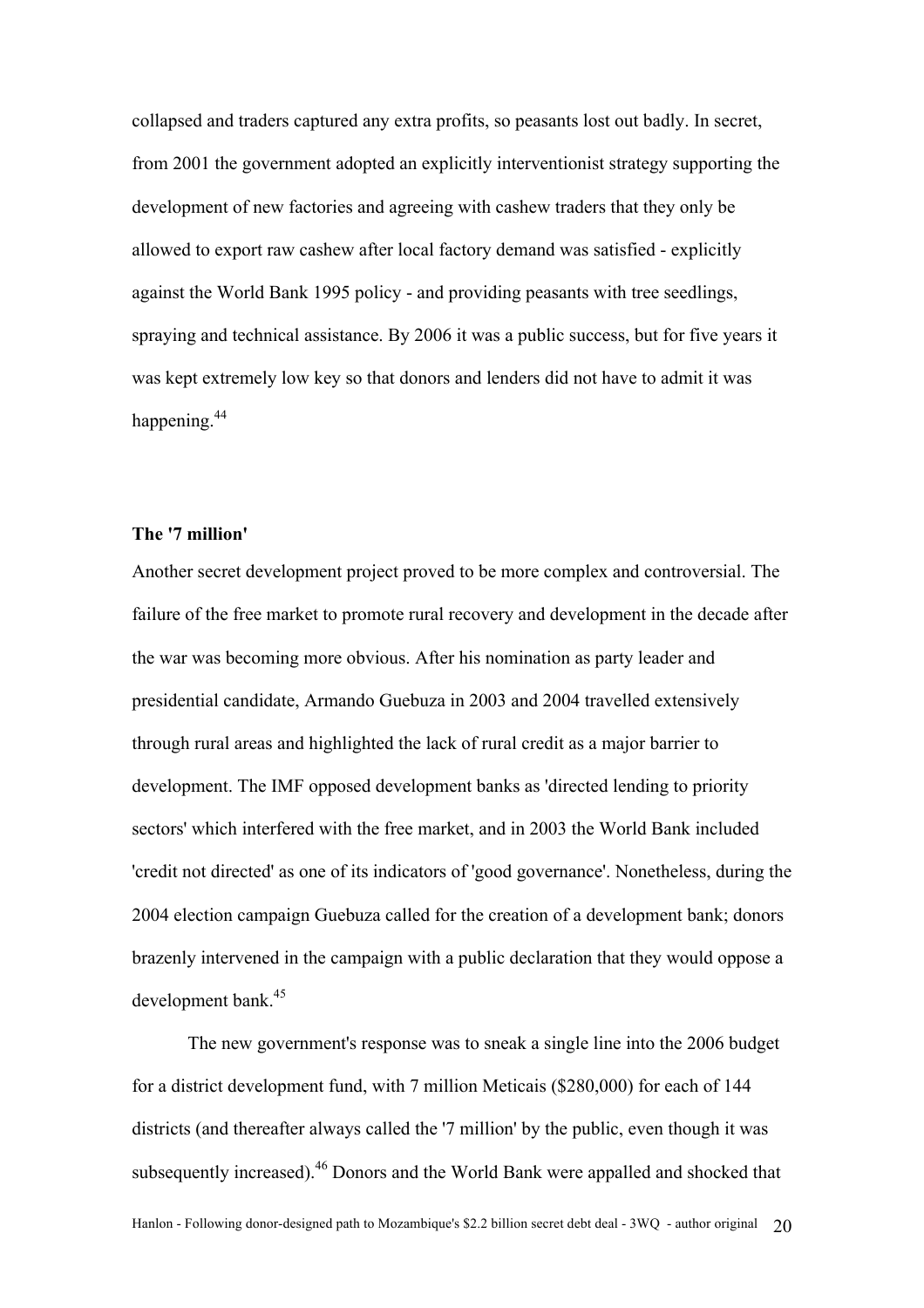collapsed and traders captured any extra profits, so peasants lost out badly. In secret, from 2001 the government adopted an explicitly interventionist strategy supporting the development of new factories and agreeing with cashew traders that they only be allowed to export raw cashew after local factory demand was satisfied - explicitly against the World Bank 1995 policy - and providing peasants with tree seedlings, spraying and technical assistance. By 2006 it was a public success, but for five years it was kept extremely low key so that donors and lenders did not have to admit it was happening.[44]

**The '7 million'**

Another secret development project proved to be more complex and controversial. The failure of the free market to promote rural recovery and development in the decade after the war was becoming more obvious. After his nomination as party leader and presidential candidate, Armando Guebuza in 2003 and 2004 travelled extensively through rural areas and highlighted the lack of rural credit as a major barrier to development. The IMF opposed development banks as 'directed lending to priority sectors' which interfered with the free market, and in 2003 the World Bank included 'credit not directed' as one of its indicators of 'good governance'. Nonetheless, during the 2004 election campaign Guebuza called for the creation of a development bank; donors brazenly intervened in the campaign with a public declaration that they would oppose a development bank.[45]

The new government's response was to sneak a single line into the 2006 budget for a district development fund, with 7 million Meticais ($280,000) for each of 144 districts (and thereafter always called the '7 million' by the public, even though it was subsequently increased).[46] Donors and the World Bank were appalled and shocked that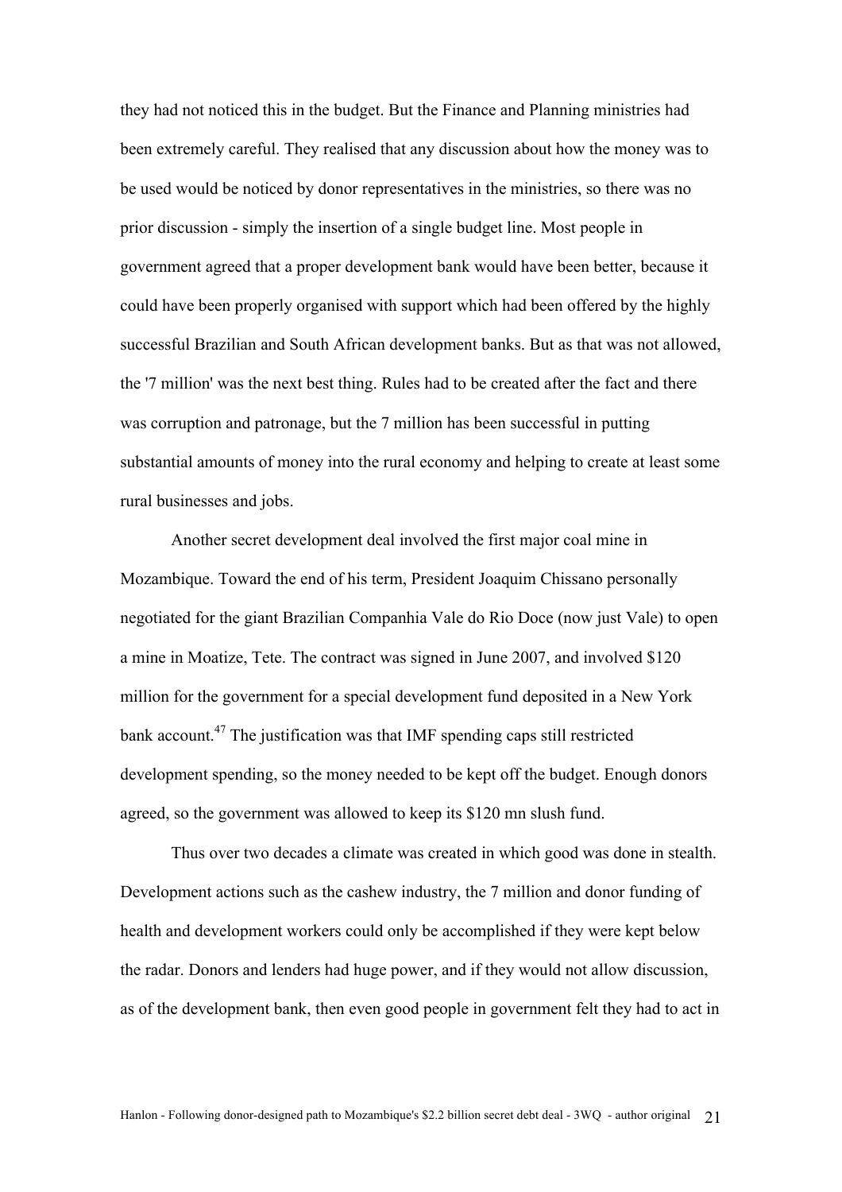they had not noticed this in the budget. But the Finance and Planning ministries had been extremely careful. They realised that any discussion about how the money was to be used would be noticed by donor representatives in the ministries, so there was no prior discussion - simply the insertion of a single budget line. Most people in government agreed that a proper development bank would have been better, because it could have been properly organised with support which had been offered by the highly successful Brazilian and South African development banks. But as that was not allowed, the '7 million' was the next best thing. Rules had to be created after the fact and there was corruption and patronage, but the 7 million has been successful in putting substantial amounts of money into the rural economy and helping to create at least some rural businesses and jobs.

Another secret development deal involved the first major coal mine in Mozambique. Toward the end of his term, President Joaquim Chissano personally negotiated for the giant Brazilian Companhia Vale do Rio Doce (now just Vale) to open a mine in Moatize, Tete. The contract was signed in June 2007, and involved \$120 million for the government for a special development fund deposited in a New York bank account.[47] The justification was that IMF spending caps still restricted development spending, so the money needed to be kept off the budget. Enough donors agreed, so the government was allowed to keep its \$120 mn slush fund.

Thus over two decades a climate was created in which good was done in stealth. Development actions such as the cashew industry, the 7 million and donor funding of health and development workers could only be accomplished if they were kept below the radar. Donors and lenders had huge power, and if they would not allow discussion, as of the development bank, then even good people in government felt they had to act in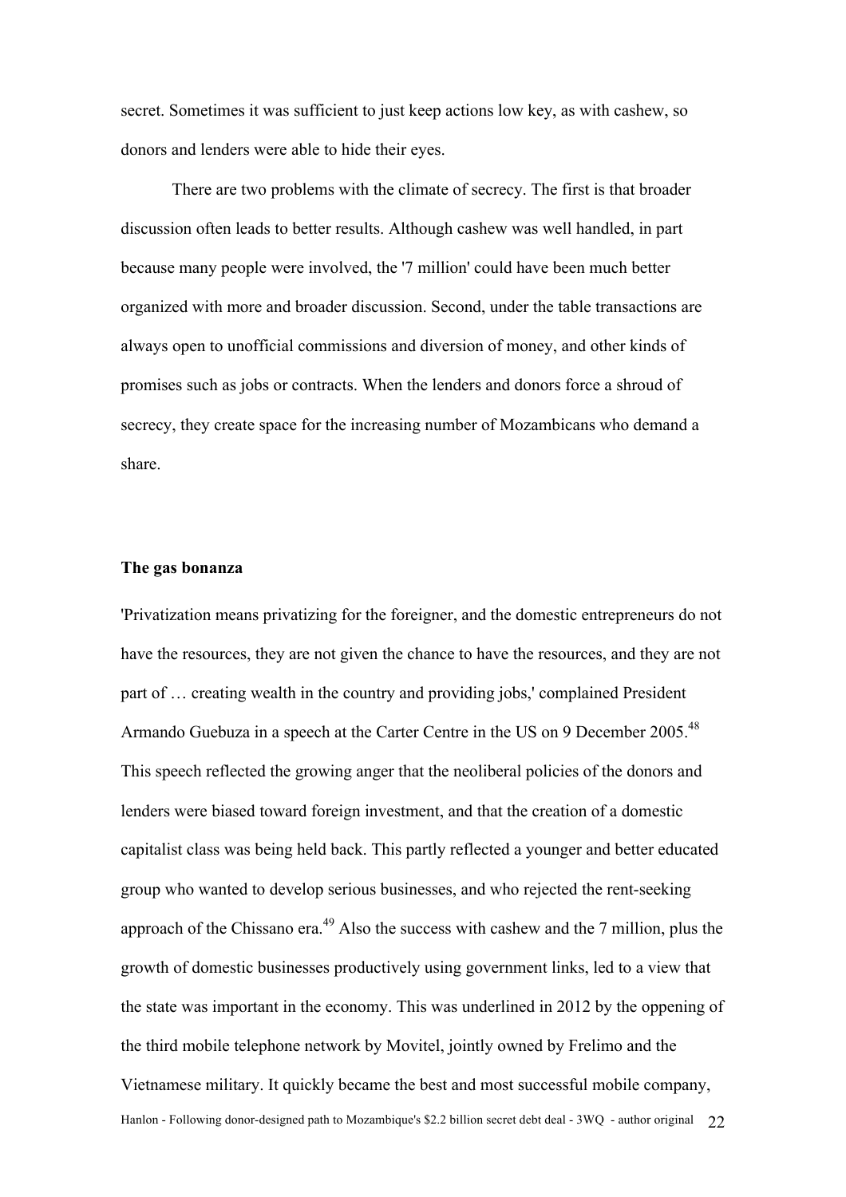secret. Sometimes it was sufficient to just keep actions low key, as with cashew, so donors and lenders were able to hide their eyes.

There are two problems with the climate of secrecy. The first is that broader discussion often leads to better results. Although cashew was well handled, in part because many people were involved, the '7 million' could have been much better organized with more and broader discussion. Second, under the table transactions are always open to unofficial commissions and diversion of money, and other kinds of promises such as jobs or contracts. When the lenders and donors force a shroud of secrecy, they create space for the increasing number of Mozambicans who demand a share.

### The gas bonanza

'Privatization means privatizing for the foreigner, and the domestic entrepreneurs do not have the resources, they are not given the chance to have the resources, and they are not part of … creating wealth in the country and providing jobs,' complained President Armando Guebuza in a speech at the Carter Centre in the US on 9 December 2005.[48] This speech reflected the growing anger that the neoliberal policies of the donors and lenders were biased toward foreign investment, and that the creation of a domestic capitalist class was being held back. This partly reflected a younger and better educated group who wanted to develop serious businesses, and who rejected the rent-seeking approach of the Chissano era.[49] Also the success with cashew and the 7 million, plus the growth of domestic businesses productively using government links, led to a view that the state was important in the economy. This was underlined in 2012 by the oppening of the third mobile telephone network by Movitel, jointly owned by Frelimo and the Vietnamese military. It quickly became the best and most successful mobile company,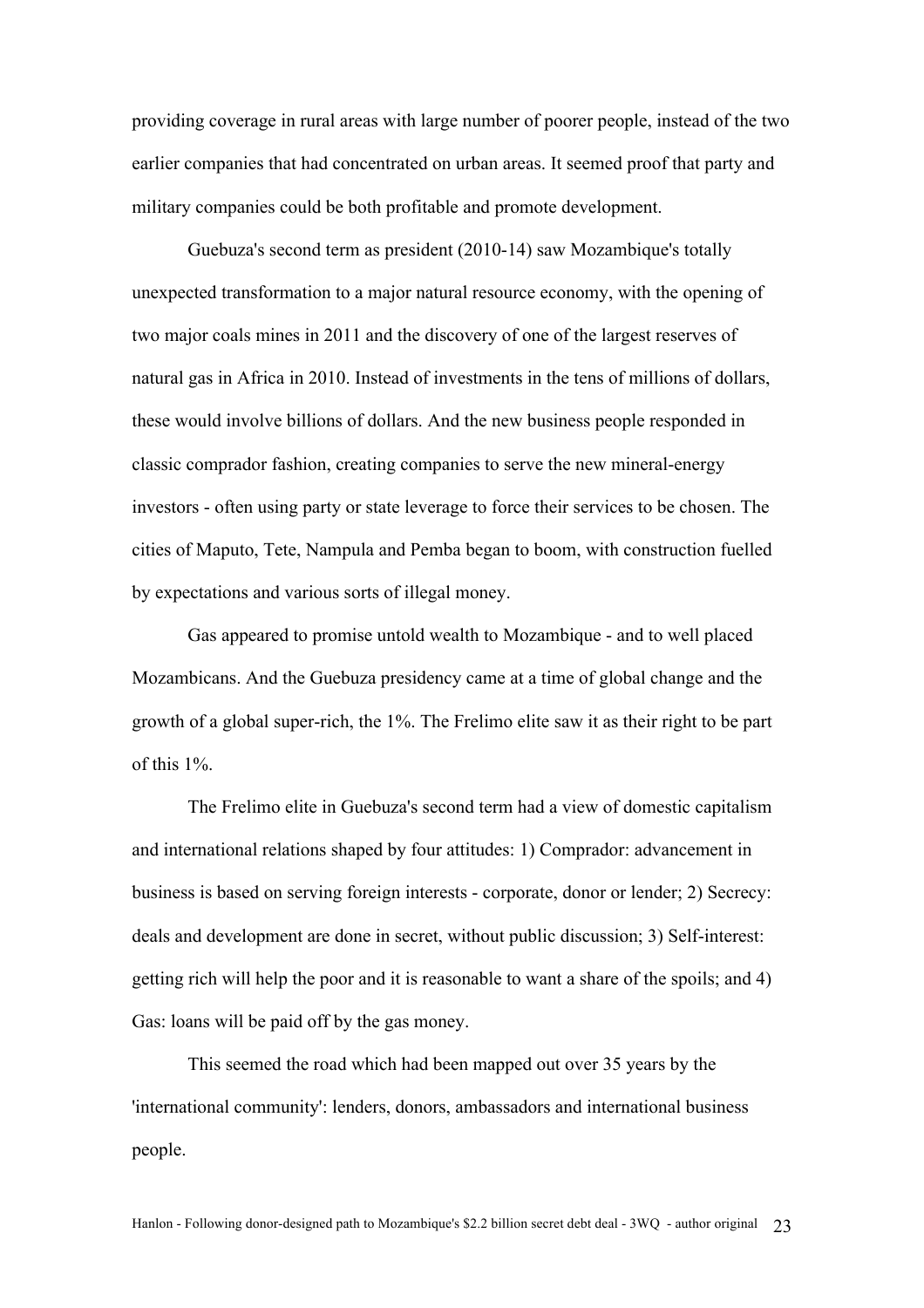providing coverage in rural areas with large number of poorer people, instead of the two earlier companies that had concentrated on urban areas. It seemed proof that party and military companies could be both profitable and promote development.

Guebuza's second term as president (2010-14) saw Mozambique's totally unexpected transformation to a major natural resource economy, with the opening of two major coals mines in 2011 and the discovery of one of the largest reserves of natural gas in Africa in 2010. Instead of investments in the tens of millions of dollars, these would involve billions of dollars. And the new business people responded in classic comprador fashion, creating companies to serve the new mineral-energy investors - often using party or state leverage to force their services to be chosen. The cities of Maputo, Tete, Nampula and Pemba began to boom, with construction fuelled by expectations and various sorts of illegal money.

Gas appeared to promise untold wealth to Mozambique - and to well placed Mozambicans. And the Guebuza presidency came at a time of global change and the growth of a global super-rich, the 1%. The Frelimo elite saw it as their right to be part of this 1%.

The Frelimo elite in Guebuza's second term had a view of domestic capitalism and international relations shaped by four attitudes: 1) Comprador: advancement in business is based on serving foreign interests - corporate, donor or lender; 2) Secrecy: deals and development are done in secret, without public discussion; 3) Self-interest: getting rich will help the poor and it is reasonable to want a share of the spoils; and 4) Gas: loans will be paid off by the gas money.

This seemed the road which had been mapped out over 35 years by the 'international community': lenders, donors, ambassadors and international business people.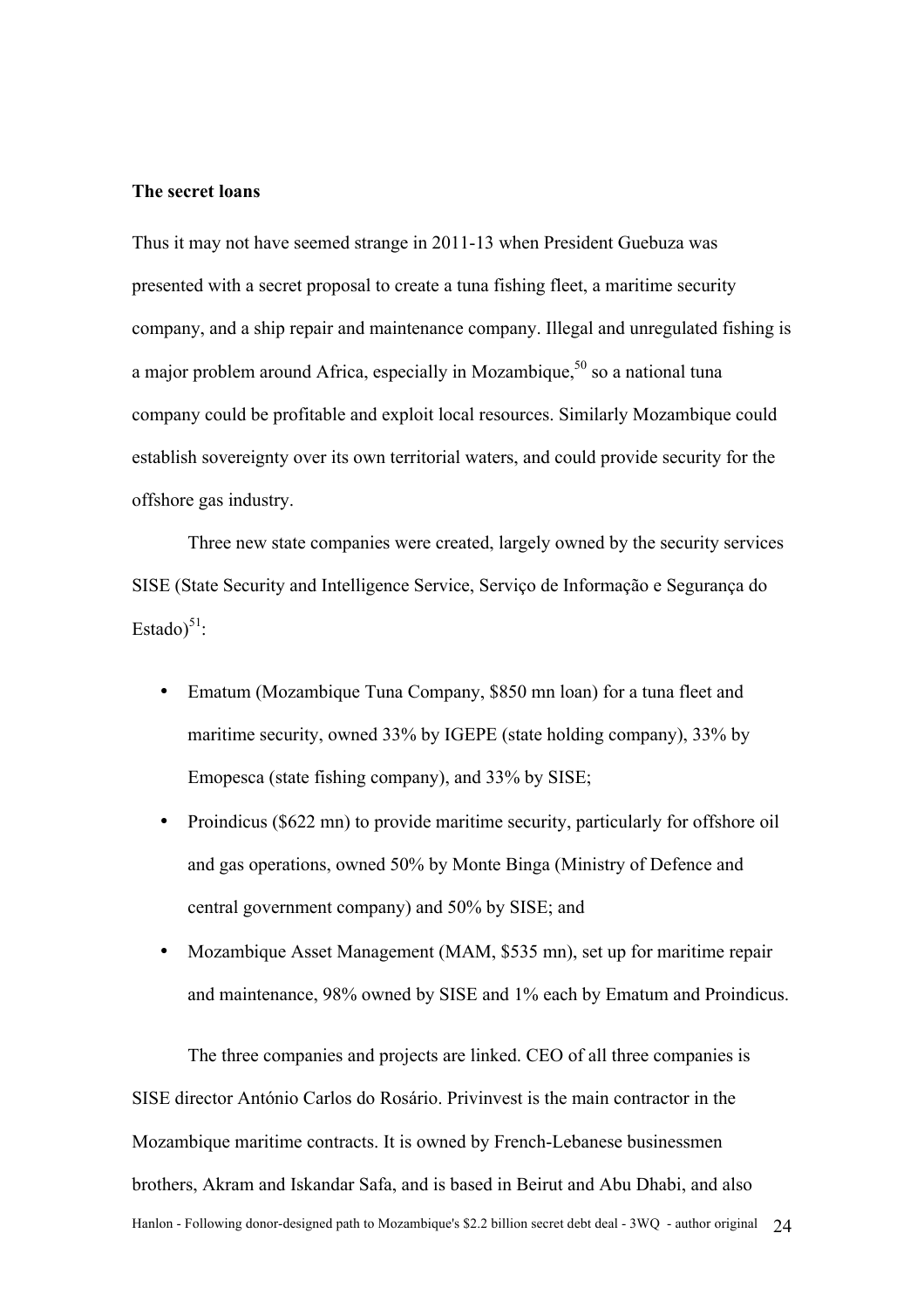**The secret loans**

Thus it may not have seemed strange in 2011-13 when President Guebuza was presented with a secret proposal to create a tuna fishing fleet, a maritime security company, and a ship repair and maintenance company. Illegal and unregulated fishing is a major problem around Africa, especially in Mozambique,[50] so a national tuna company could be profitable and exploit local resources. Similarly Mozambique could establish sovereignty over its own territorial waters, and could provide security for the offshore gas industry.

Three new state companies were created, largely owned by the security services SISE (State Security and Intelligence Service, Serviço de Informação e Segurança do Estado)[51]:

- Ematum (Mozambique Tuna Company, $850 mn loan) for a tuna fleet and maritime security, owned 33% by IGEPE (state holding company), 33% by Emopesca (state fishing company), and 33% by SISE;
- Proindicus ($622 mn) to provide maritime security, particularly for offshore oil and gas operations, owned 50% by Monte Binga (Ministry of Defence and central government company) and 50% by SISE; and
- Mozambique Asset Management (MAM, $535 mn), set up for maritime repair and maintenance, 98% owned by SISE and 1% each by Ematum and Proindicus.

The three companies and projects are linked. CEO of all three companies is SISE director António Carlos do Rosário. Privinvest is the main contractor in the Mozambique maritime contracts. It is owned by French-Lebanese businessmen brothers, Akram and Iskandar Safa, and is based in Beirut and Abu Dhabi, and also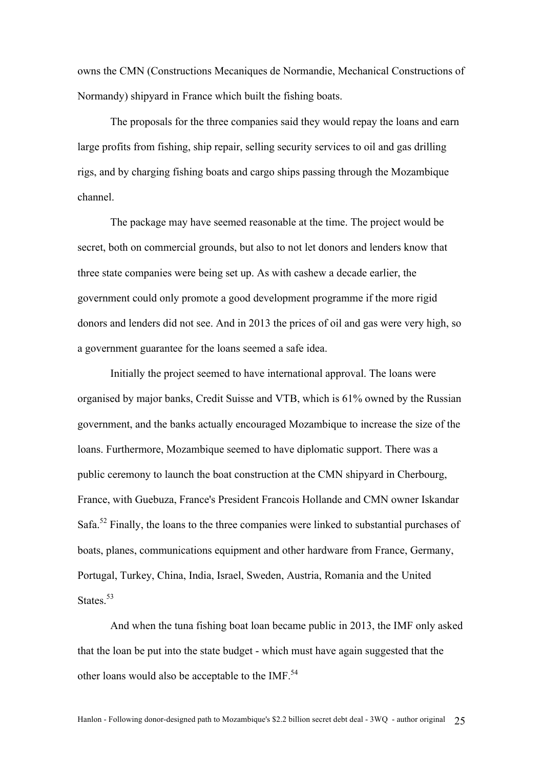owns the CMN (Constructions Mecaniques de Normandie, Mechanical Constructions of Normandy) shipyard in France which built the fishing boats.

The proposals for the three companies said they would repay the loans and earn large profits from fishing, ship repair, selling security services to oil and gas drilling rigs, and by charging fishing boats and cargo ships passing through the Mozambique channel.

The package may have seemed reasonable at the time. The project would be secret, both on commercial grounds, but also to not let donors and lenders know that three state companies were being set up. As with cashew a decade earlier, the government could only promote a good development programme if the more rigid donors and lenders did not see. And in 2013 the prices of oil and gas were very high, so a government guarantee for the loans seemed a safe idea.

Initially the project seemed to have international approval. The loans were organised by major banks, Credit Suisse and VTB, which is 61% owned by the Russian government, and the banks actually encouraged Mozambique to increase the size of the loans. Furthermore, Mozambique seemed to have diplomatic support. There was a public ceremony to launch the boat construction at the CMN shipyard in Cherbourg, France, with Guebuza, France's President Francois Hollande and CMN owner Iskandar Safa.[52] Finally, the loans to the three companies were linked to substantial purchases of boats, planes, communications equipment and other hardware from France, Germany, Portugal, Turkey, China, India, Israel, Sweden, Austria, Romania and the United States.[53]

And when the tuna fishing boat loan became public in 2013, the IMF only asked that the loan be put into the state budget - which must have again suggested that the other loans would also be acceptable to the IMF.[54]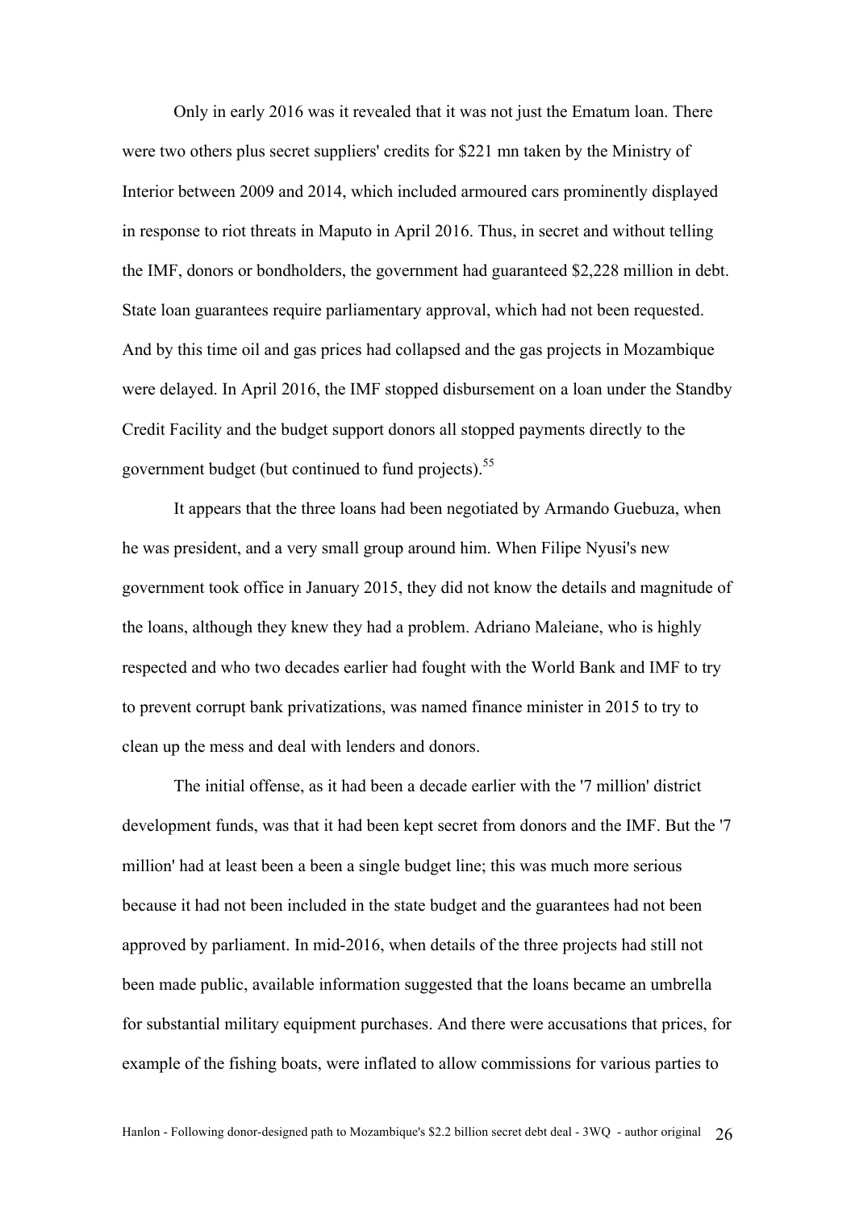Only in early 2016 was it revealed that it was not just the Ematum loan. There were two others plus secret suppliers' credits for $221 mn taken by the Ministry of Interior between 2009 and 2014, which included armoured cars prominently displayed in response to riot threats in Maputo in April 2016. Thus, in secret and without telling the IMF, donors or bondholders, the government had guaranteed $2,228 million in debt. State loan guarantees require parliamentary approval, which had not been requested. And by this time oil and gas prices had collapsed and the gas projects in Mozambique were delayed. In April 2016, the IMF stopped disbursement on a loan under the Standby Credit Facility and the budget support donors all stopped payments directly to the government budget (but continued to fund projects).[55]

It appears that the three loans had been negotiated by Armando Guebuza, when he was president, and a very small group around him. When Filipe Nyusi's new government took office in January 2015, they did not know the details and magnitude of the loans, although they knew they had a problem. Adriano Maleiane, who is highly respected and who two decades earlier had fought with the World Bank and IMF to try to prevent corrupt bank privatizations, was named finance minister in 2015 to try to clean up the mess and deal with lenders and donors.

The initial offense, as it had been a decade earlier with the '7 million' district development funds, was that it had been kept secret from donors and the IMF. But the '7 million' had at least been a been a single budget line; this was much more serious because it had not been included in the state budget and the guarantees had not been approved by parliament. In mid-2016, when details of the three projects had still not been made public, available information suggested that the loans became an umbrella for substantial military equipment purchases. And there were accusations that prices, for example of the fishing boats, were inflated to allow commissions for various parties to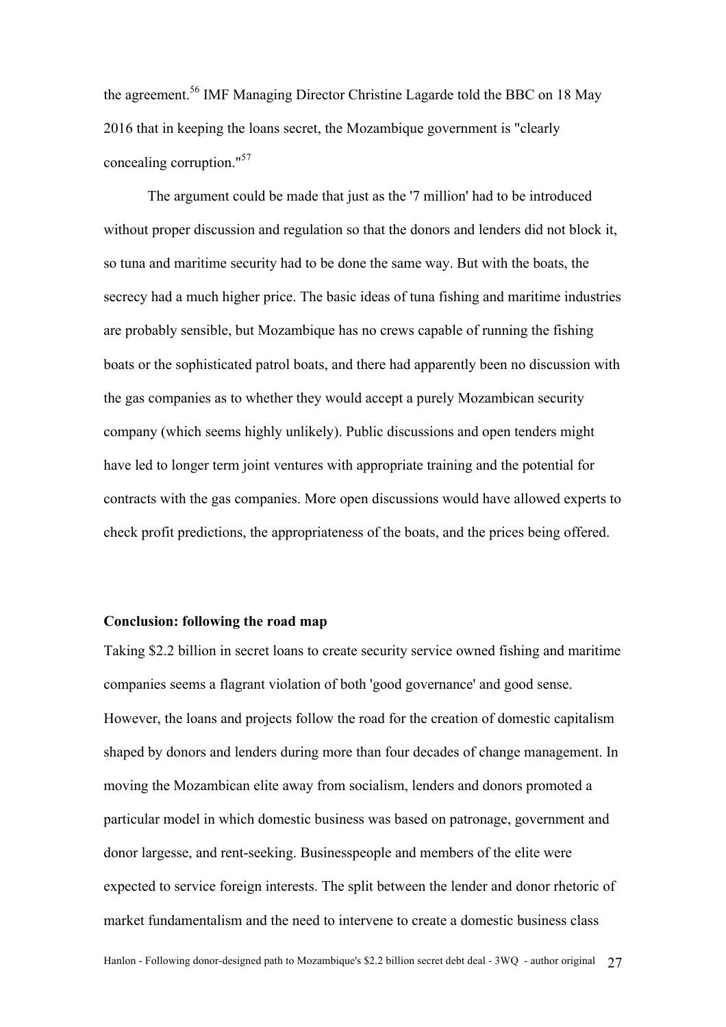the agreement.[56] IMF Managing Director Christine Lagarde told the BBC on 18 May 2016 that in keeping the loans secret, the Mozambique government is "clearly concealing corruption."[57]

The argument could be made that just as the '7 million' had to be introduced without proper discussion and regulation so that the donors and lenders did not block it, so tuna and maritime security had to be done the same way. But with the boats, the secrecy had a much higher price. The basic ideas of tuna fishing and maritime industries are probably sensible, but Mozambique has no crews capable of running the fishing boats or the sophisticated patrol boats, and there had apparently been no discussion with the gas companies as to whether they would accept a purely Mozambican security company (which seems highly unlikely). Public discussions and open tenders might have led to longer term joint ventures with appropriate training and the potential for contracts with the gas companies. More open discussions would have allowed experts to check profit predictions, the appropriateness of the boats, and the prices being offered.

**Conclusion: following the road map**

Taking $2.2 billion in secret loans to create security service owned fishing and maritime companies seems a flagrant violation of both 'good governance' and good sense. However, the loans and projects follow the road for the creation of domestic capitalism shaped by donors and lenders during more than four decades of change management. In moving the Mozambican elite away from socialism, lenders and donors promoted a particular model in which domestic business was based on patronage, government and donor largesse, and rent-seeking. Businesspeople and members of the elite were expected to service foreign interests. The split between the lender and donor rhetoric of market fundamentalism and the need to intervene to create a domestic business class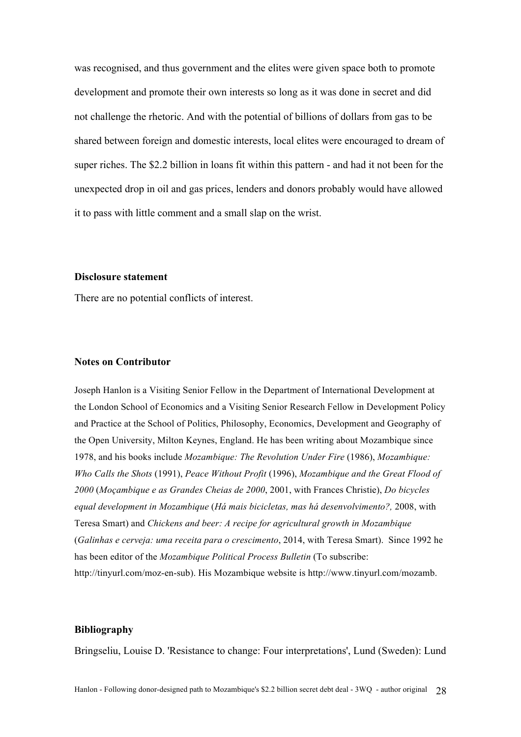was recognised, and thus government and the elites were given space both to promote development and promote their own interests so long as it was done in secret and did not challenge the rhetoric. And with the potential of billions of dollars from gas to be shared between foreign and domestic interests, local elites were encouraged to dream of super riches. The $2.2 billion in loans fit within this pattern - and had it not been for the unexpected drop in oil and gas prices, lenders and donors probably would have allowed it to pass with little comment and a small slap on the wrist.

**Disclosure statement**

There are no potential conflicts of interest.

**Notes on Contributor**

Joseph Hanlon is a Visiting Senior Fellow in the Department of International Development at the London School of Economics and a Visiting Senior Research Fellow in Development Policy and Practice at the School of Politics, Philosophy, Economics, Development and Geography of the Open University, Milton Keynes, England. He has been writing about Mozambique since 1978, and his books include *Mozambique: The Revolution Under Fire* (1986), *Mozambique: Who Calls the Shots* (1991), *Peace Without Profit* (1996), *Mozambique and the Great Flood of 2000* (*Moçambique e as Grandes Cheias de 2000*, 2001, with Frances Christie), *Do bicycles equal development in Mozambique* (*Há mais bicicletas, mas há desenvolvimento?,* 2008, with Teresa Smart) and *Chickens and beer: A recipe for agricultural growth in Mozambique* (*Galinhas e cerveja: uma receita para o crescimento*, 2014, with Teresa Smart). Since 1992 he has been editor of the *Mozambique Political Process Bulletin* (To subscribe: http://tinyurl.com/moz-en-sub). His Mozambique website is http://www.tinyurl.com/mozamb.

**Bibliography**

Bringseliu, Louise D. 'Resistance to change: Four interpretations', Lund (Sweden): Lund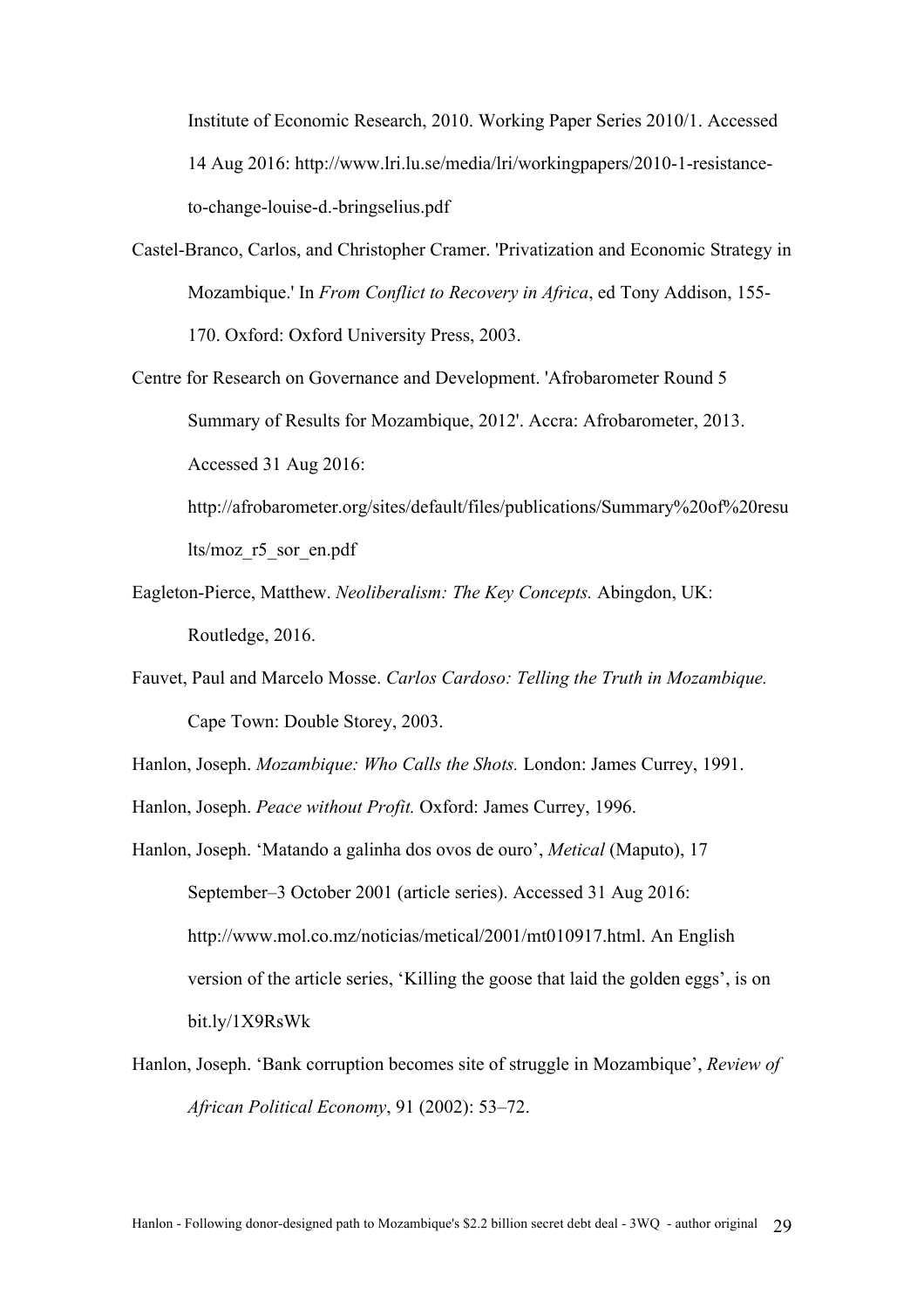Institute of Economic Research, 2010. Working Paper Series 2010/1. Accessed 14 Aug 2016: http://www.lri.lu.se/media/lri/workingpapers/2010-1-resistance-to-change-louise-d.-bringselius.pdf

Castel-Branco, Carlos, and Christopher Cramer. 'Privatization and Economic Strategy in Mozambique.' In *From Conflict to Recovery in Africa*, ed Tony Addison, 155-170. Oxford: Oxford University Press, 2003.

Centre for Research on Governance and Development. 'Afrobarometer Round 5 Summary of Results for Mozambique, 2012'. Accra: Afrobarometer, 2013. Accessed 31 Aug 2016: http://afrobarometer.org/sites/default/files/publications/Summary%20of%20results/moz_r5_sor_en.pdf

Eagleton-Pierce, Matthew. *Neoliberalism: The Key Concepts.* Abingdon, UK: Routledge, 2016.

Fauvet, Paul and Marcelo Mosse. *Carlos Cardoso: Telling the Truth in Mozambique.* Cape Town: Double Storey, 2003.

Hanlon, Joseph. *Mozambique: Who Calls the Shots.* London: James Currey, 1991.

Hanlon, Joseph. *Peace without Profit.* Oxford: James Currey, 1996.

Hanlon, Joseph. 'Matando a galinha dos ovos de ouro', *Metical* (Maputo), 17 September–3 October 2001 (article series). Accessed 31 Aug 2016: http://www.mol.co.mz/noticias/metical/2001/mt010917.html. An English version of the article series, 'Killing the goose that laid the golden eggs', is on bit.ly/1X9RsWk

Hanlon, Joseph. 'Bank corruption becomes site of struggle in Mozambique', *Review of African Political Economy*, 91 (2002): 53–72.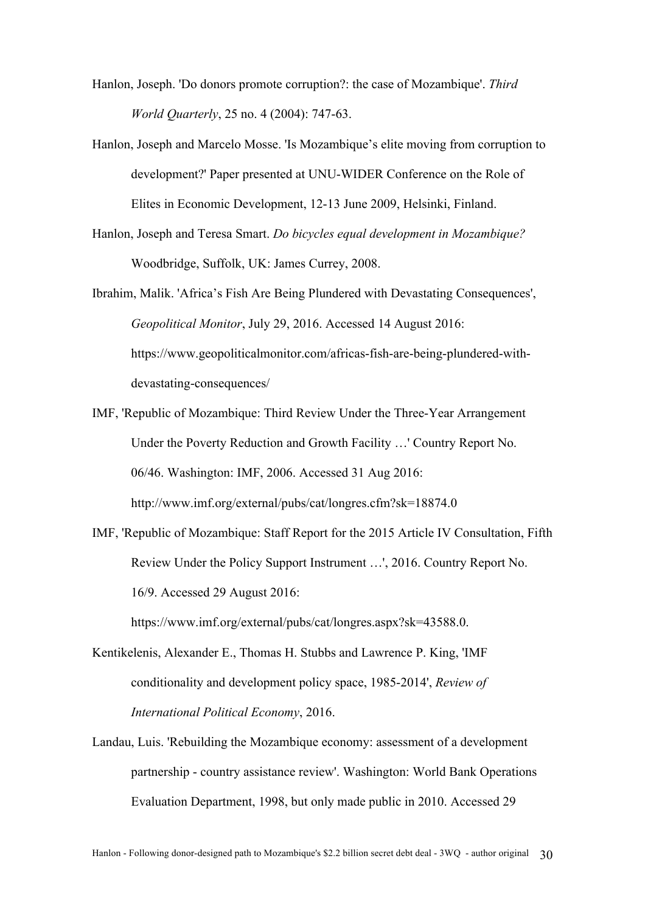Hanlon, Joseph. 'Do donors promote corruption?: the case of Mozambique'. *Third World Quarterly*, 25 no. 4 (2004): 747-63.

Hanlon, Joseph and Marcelo Mosse. 'Is Mozambique's elite moving from corruption to development?' Paper presented at UNU-WIDER Conference on the Role of Elites in Economic Development, 12-13 June 2009, Helsinki, Finland.

Hanlon, Joseph and Teresa Smart. *Do bicycles equal development in Mozambique?* Woodbridge, Suffolk, UK: James Currey, 2008.

Ibrahim, Malik. 'Africa's Fish Are Being Plundered with Devastating Consequences', *Geopolitical Monitor*, July 29, 2016. Accessed 14 August 2016: https://www.geopoliticalmonitor.com/africas-fish-are-being-plundered-with-devastating-consequences/

IMF, 'Republic of Mozambique: Third Review Under the Three-Year Arrangement Under the Poverty Reduction and Growth Facility …' Country Report No. 06/46. Washington: IMF, 2006. Accessed 31 Aug 2016: http://www.imf.org/external/pubs/cat/longres.cfm?sk=18874.0

IMF, 'Republic of Mozambique: Staff Report for the 2015 Article IV Consultation, Fifth Review Under the Policy Support Instrument …', 2016. Country Report No. 16/9. Accessed 29 August 2016: https://www.imf.org/external/pubs/cat/longres.aspx?sk=43588.0.

Kentikelenis, Alexander E., Thomas H. Stubbs and Lawrence P. King, 'IMF conditionality and development policy space, 1985-2014', *Review of International Political Economy*, 2016.

Landau, Luis. 'Rebuilding the Mozambique economy: assessment of a development partnership - country assistance review'. Washington: World Bank Operations Evaluation Department, 1998, but only made public in 2010. Accessed 29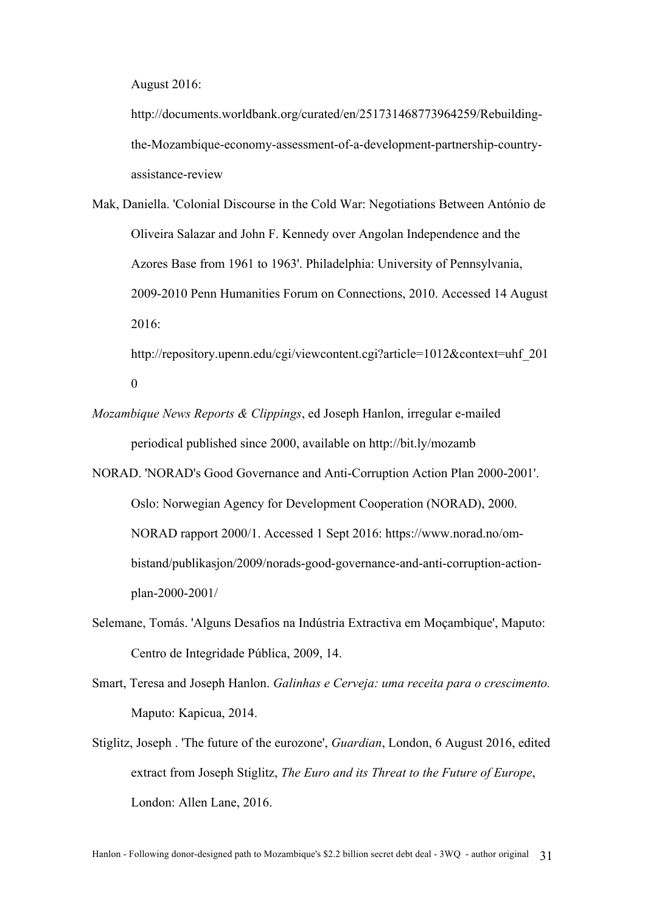August 2016: http://documents.worldbank.org/curated/en/251731468773964259/Rebuilding-the-Mozambique-economy-assessment-of-a-development-partnership-country-assistance-review

Mak, Daniella. 'Colonial Discourse in the Cold War: Negotiations Between António de Oliveira Salazar and John F. Kennedy over Angolan Independence and the Azores Base from 1961 to 1963'. Philadelphia: University of Pennsylvania, 2009-2010 Penn Humanities Forum on Connections, 2010. Accessed 14 August 2016: http://repository.upenn.edu/cgi/viewcontent.cgi?article=1012&context=uhf_2010

*Mozambique News Reports & Clippings*, ed Joseph Hanlon, irregular e-mailed periodical published since 2000, available on http://bit.ly/mozamb

NORAD. 'NORAD's Good Governance and Anti-Corruption Action Plan 2000-2001'. Oslo: Norwegian Agency for Development Cooperation (NORAD), 2000. NORAD rapport 2000/1. Accessed 1 Sept 2016: https://www.norad.no/om-bistand/publikasjon/2009/norads-good-governance-and-anti-corruption-action-plan-2000-2001/

Selemane, Tomás. 'Alguns Desafios na Indústria Extractiva em Moçambique', Maputo: Centro de Integridade Pública, 2009, 14.

Smart, Teresa and Joseph Hanlon. *Galinhas e Cerveja: uma receita para o crescimento.* Maputo: Kapicua, 2014.

Stiglitz, Joseph . 'The future of the eurozone', *Guardian*, London, 6 August 2016, edited extract from Joseph Stiglitz, *The Euro and its Threat to the Future of Europe*, London: Allen Lane, 2016.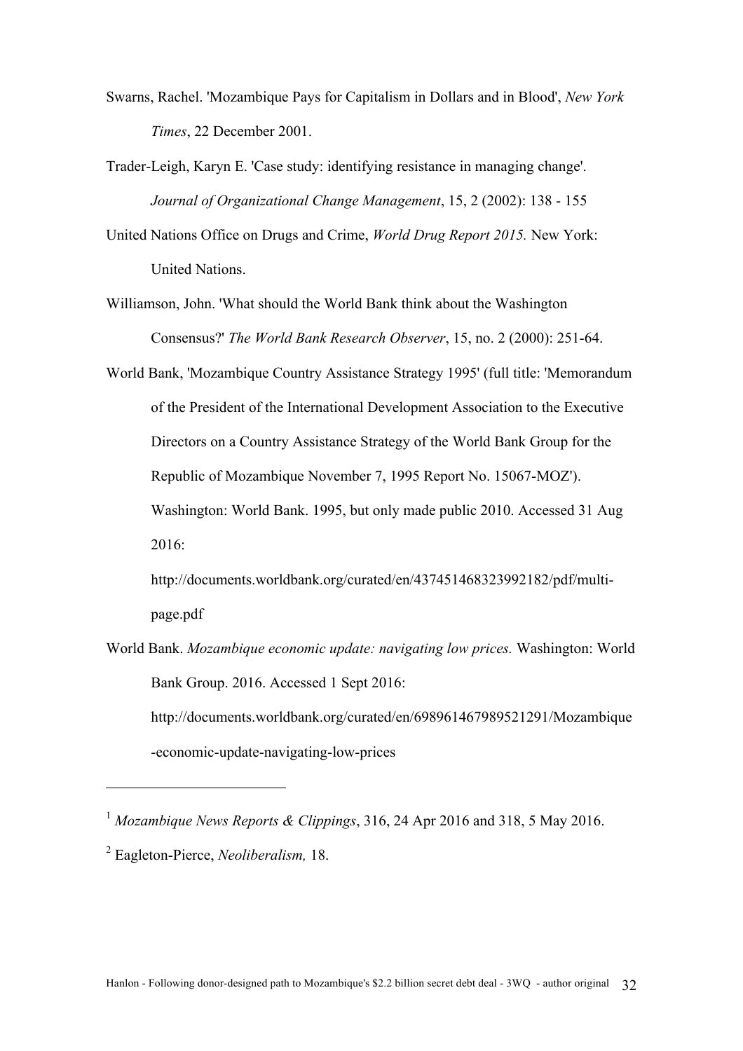Swarns, Rachel. 'Mozambique Pays for Capitalism in Dollars and in Blood', *New York Times*, 22 December 2001.

Trader-Leigh, Karyn E. 'Case study: identifying resistance in managing change'. *Journal of Organizational Change Management*, 15, 2 (2002): 138 - 155

United Nations Office on Drugs and Crime, *World Drug Report 2015.* New York: United Nations.

Williamson, John. 'What should the World Bank think about the Washington Consensus?' *The World Bank Research Observer*, 15, no. 2 (2000): 251-64.

World Bank, 'Mozambique Country Assistance Strategy 1995' (full title: 'Memorandum of the President of the International Development Association to the Executive Directors on a Country Assistance Strategy of the World Bank Group for the Republic of Mozambique November 7, 1995 Report No. 15067-MOZ'). Washington: World Bank. 1995, but only made public 2010. Accessed 31 Aug 2016:

http://documents.worldbank.org/curated/en/437451468323992182/pdf/multi-page.pdf

World Bank. *Mozambique economic update: navigating low prices.* Washington: World Bank Group. 2016. Accessed 1 Sept 2016:

http://documents.worldbank.org/curated/en/698961467989521291/Mozambique-economic-update-navigating-low-prices

---

[1] *Mozambique News Reports & Clippings*, 316, 24 Apr 2016 and 318, 5 May 2016.

[2] Eagleton-Pierce, *Neoliberalism,* 18.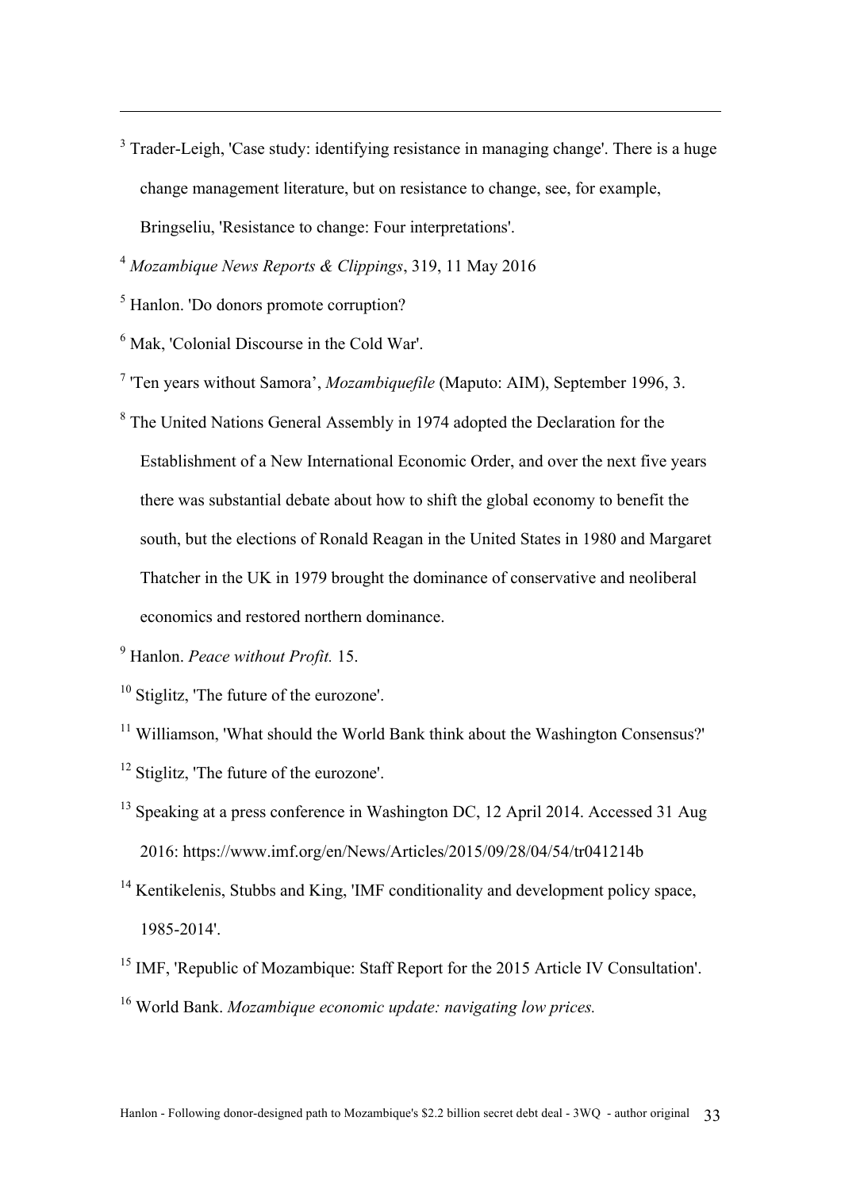[3] Trader-Leigh, 'Case study: identifying resistance in managing change'. There is a huge change management literature, but on resistance to change, see, for example, Bringseliu, 'Resistance to change: Four interpretations'.

[4] *Mozambique News Reports & Clippings*, 319, 11 May 2016

[5] Hanlon. 'Do donors promote corruption?

[6] Mak, 'Colonial Discourse in the Cold War'.

[7] 'Ten years without Samora', *Mozambiquefile* (Maputo: AIM), September 1996, 3.

[8] The United Nations General Assembly in 1974 adopted the Declaration for the Establishment of a New International Economic Order, and over the next five years there was substantial debate about how to shift the global economy to benefit the south, but the elections of Ronald Reagan in the United States in 1980 and Margaret Thatcher in the UK in 1979 brought the dominance of conservative and neoliberal economics and restored northern dominance.

[9] Hanlon. *Peace without Profit.* 15.

[10] Stiglitz, 'The future of the eurozone'.

[11] Williamson, 'What should the World Bank think about the Washington Consensus?'

[12] Stiglitz, 'The future of the eurozone'.

[13] Speaking at a press conference in Washington DC, 12 April 2014. Accessed 31 Aug 2016: https://www.imf.org/en/News/Articles/2015/09/28/04/54/tr041214b

[14] Kentikelenis, Stubbs and King, 'IMF conditionality and development policy space, 1985-2014'.

[15] IMF, 'Republic of Mozambique: Staff Report for the 2015 Article IV Consultation'.

[16] World Bank. *Mozambique economic update: navigating low prices.*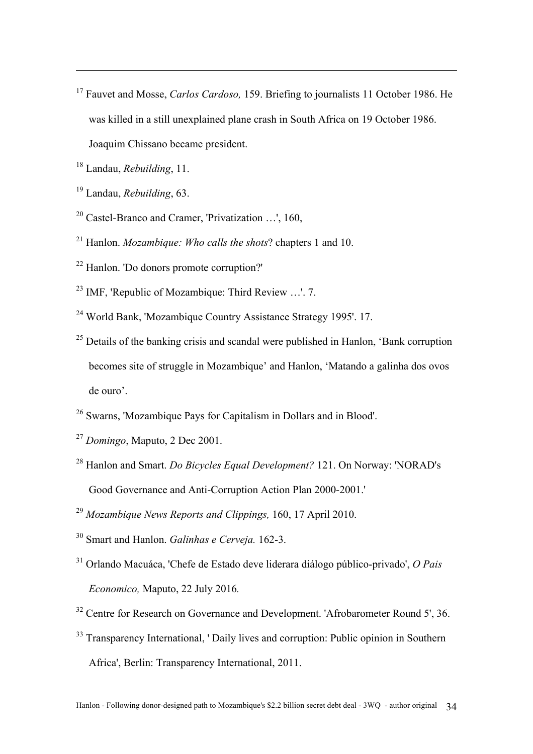[17] Fauvet and Mosse, *Carlos Cardoso,* 159. Briefing to journalists 11 October 1986. He was killed in a still unexplained plane crash in South Africa on 19 October 1986. Joaquim Chissano became president.

[18] Landau, *Rebuilding*, 11.

[19] Landau, *Rebuilding*, 63.

[20] Castel-Branco and Cramer, 'Privatization …', 160,

[21] Hanlon. *Mozambique: Who calls the shots*? chapters 1 and 10.

[22] Hanlon. 'Do donors promote corruption?'

[23] IMF, 'Republic of Mozambique: Third Review …'. 7.

[24] World Bank, 'Mozambique Country Assistance Strategy 1995'. 17.

[25] Details of the banking crisis and scandal were published in Hanlon, 'Bank corruption becomes site of struggle in Mozambique' and Hanlon, 'Matando a galinha dos ovos de ouro'.

[26] Swarns, 'Mozambique Pays for Capitalism in Dollars and in Blood'.

[27] *Domingo*, Maputo, 2 Dec 2001.

[28] Hanlon and Smart. *Do Bicycles Equal Development?* 121. On Norway: 'NORAD's Good Governance and Anti-Corruption Action Plan 2000-2001.'

[29] *Mozambique News Reports and Clippings,* 160, 17 April 2010.

[30] Smart and Hanlon. *Galinhas e Cerveja.* 162-3.

[31] Orlando Macuáca, 'Chefe de Estado deve liderara diálogo público-privado', *O Pais Economico,* Maputo, 22 July 2016*.*

[32] Centre for Research on Governance and Development. 'Afrobarometer Round 5', 36.

[33] Transparency International, ' Daily lives and corruption: Public opinion in Southern Africa', Berlin: Transparency International, 2011.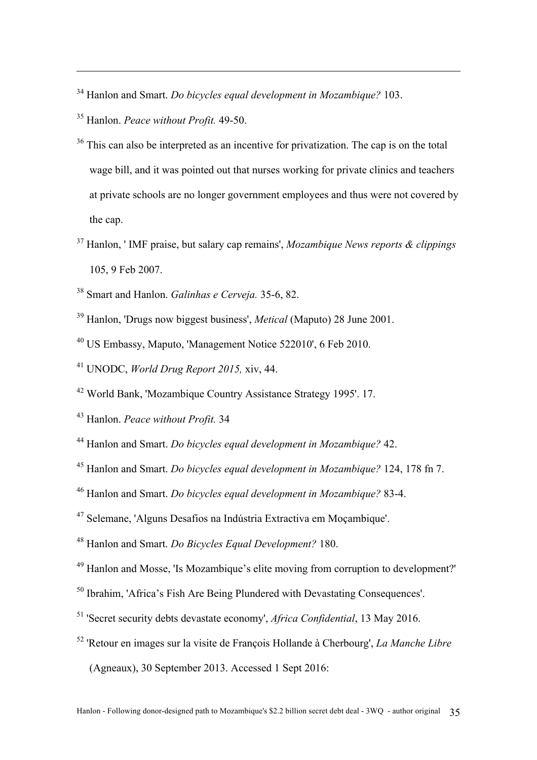[34] Hanlon and Smart. *Do bicycles equal development in Mozambique?* 103.

[35] Hanlon. *Peace without Profit.* 49-50.

[36] This can also be interpreted as an incentive for privatization. The cap is on the total wage bill, and it was pointed out that nurses working for private clinics and teachers at private schools are no longer government employees and thus were not covered by the cap.

[37] Hanlon, ' IMF praise, but salary cap remains', *Mozambique News reports & clippings* 105, 9 Feb 2007.

[38] Smart and Hanlon. *Galinhas e Cerveja.* 35-6, 82.

[39] Hanlon, 'Drugs now biggest business', *Metical* (Maputo) 28 June 2001.

[40] US Embassy, Maputo, 'Management Notice 522010', 6 Feb 2010.

[41] UNODC, *World Drug Report 2015,* xiv, 44.

[42] World Bank, 'Mozambique Country Assistance Strategy 1995'. 17.

[43] Hanlon. *Peace without Profit.* 34

[44] Hanlon and Smart. *Do bicycles equal development in Mozambique?* 42.

[45] Hanlon and Smart. *Do bicycles equal development in Mozambique?* 124, 178 fn 7.

[46] Hanlon and Smart. *Do bicycles equal development in Mozambique?* 83-4.

[47] Selemane, 'Alguns Desafios na Indústria Extractiva em Moçambique'.

[48] Hanlon and Smart. *Do Bicycles Equal Development?* 180.

[49] Hanlon and Mosse, 'Is Mozambique's elite moving from corruption to development?'

[50] Ibrahim, 'Africa's Fish Are Being Plundered with Devastating Consequences'.

[51] 'Secret security debts devastate economy', *Africa Confidential*, 13 May 2016.

[52] 'Retour en images sur la visite de François Hollande à Cherbourg', *La Manche Libre* (Agneaux), 30 September 2013. Accessed 1 Sept 2016: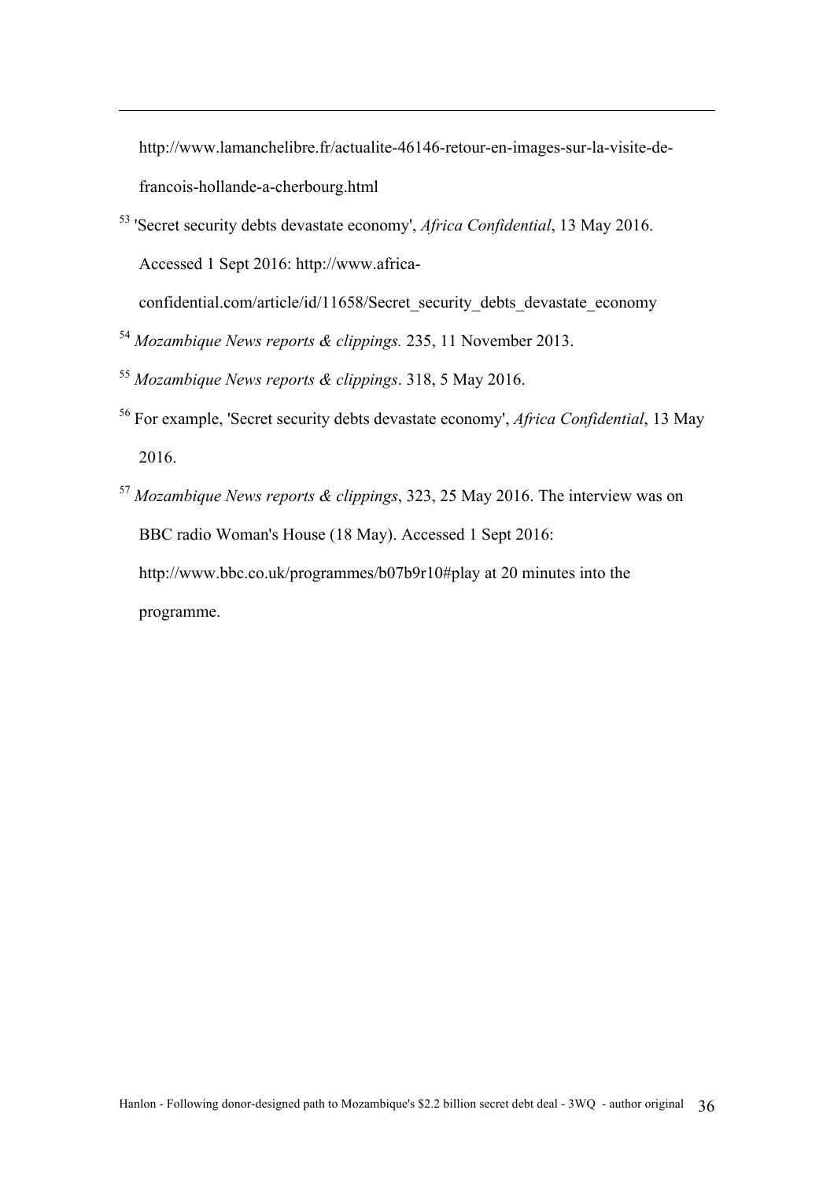http://www.lamanchelibre.fr/actualite-46146-retour-en-images-sur-la-visite-de-francois-hollande-a-cherbourg.html

[53] 'Secret security debts devastate economy', *Africa Confidential*, 13 May 2016. Accessed 1 Sept 2016: http://www.africa-confidential.com/article/id/11658/Secret_security_debts_devastate_economy

[54] *Mozambique News reports & clippings.* 235, 11 November 2013.

[55] *Mozambique News reports & clippings*. 318, 5 May 2016.

[56] For example, 'Secret security debts devastate economy', *Africa Confidential*, 13 May 2016.

[57] *Mozambique News reports & clippings*, 323, 25 May 2016. The interview was on BBC radio Woman's House (18 May). Accessed 1 Sept 2016: http://www.bbc.co.uk/programmes/b07b9r10#play at 20 minutes into the programme.